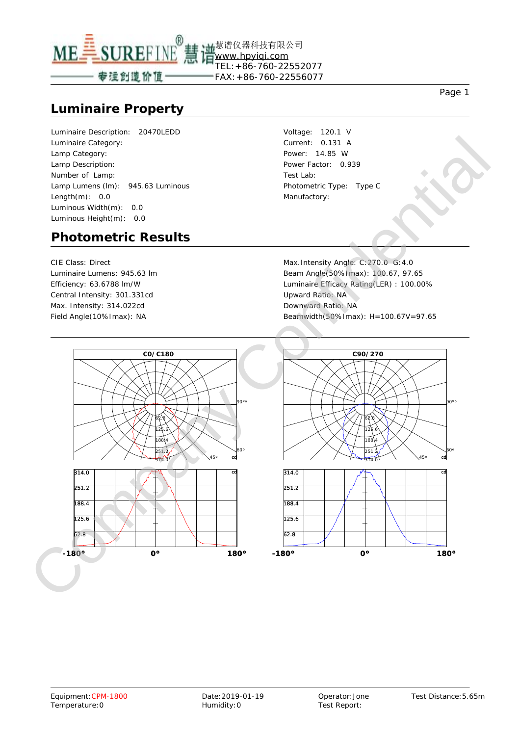慧谱仪器科技有限公司
www.hpyiqi.com
TEL:+86-760-22552077
FAX:+86-760-22556077

## Luminaire Property

Luminaire Description: 20470LEDD
Luminaire Category:
Lamp Category:
Lamp Description:
Number of Lamp:
Lamp Lumens (lm): 945.63 Luminous
Length(m): 0.0
Luminous Width(m): 0.0
Luminous Height(m): 0.0

Voltage: 120.1 V
Current: 0.131 A
Power: 14.85 W
Power Factor: 0.939
Test Lab:
Photometric Type: Type C
Manufactory:

## Photometric Results

CIE Class: Direct
Luminaire Lumens: 945.63 lm
Efficiency: 63.6788 lm/W
Central Intensity: 301.331cd
Max. Intensity: 314.022cd
Field Angle(10%Imax): NA

Max.Intensity Angle: C:270.0 G:4.0
Beam Angle(50%Imax): 100.67, 97.65
Luminaire Efficacy Rating(LER) : 100.00%
Upward Ratio: NA
Downward Ratio: NA
Beamwidth(50%Imax): H=100.67V=97.65

C0/C180

C90/270

Equipment: CPM-1800
Temperature: 0

Date: 2019-01-19
Humidity: 0

Operator: Jone
Test Report:

Test Distance: 5.65m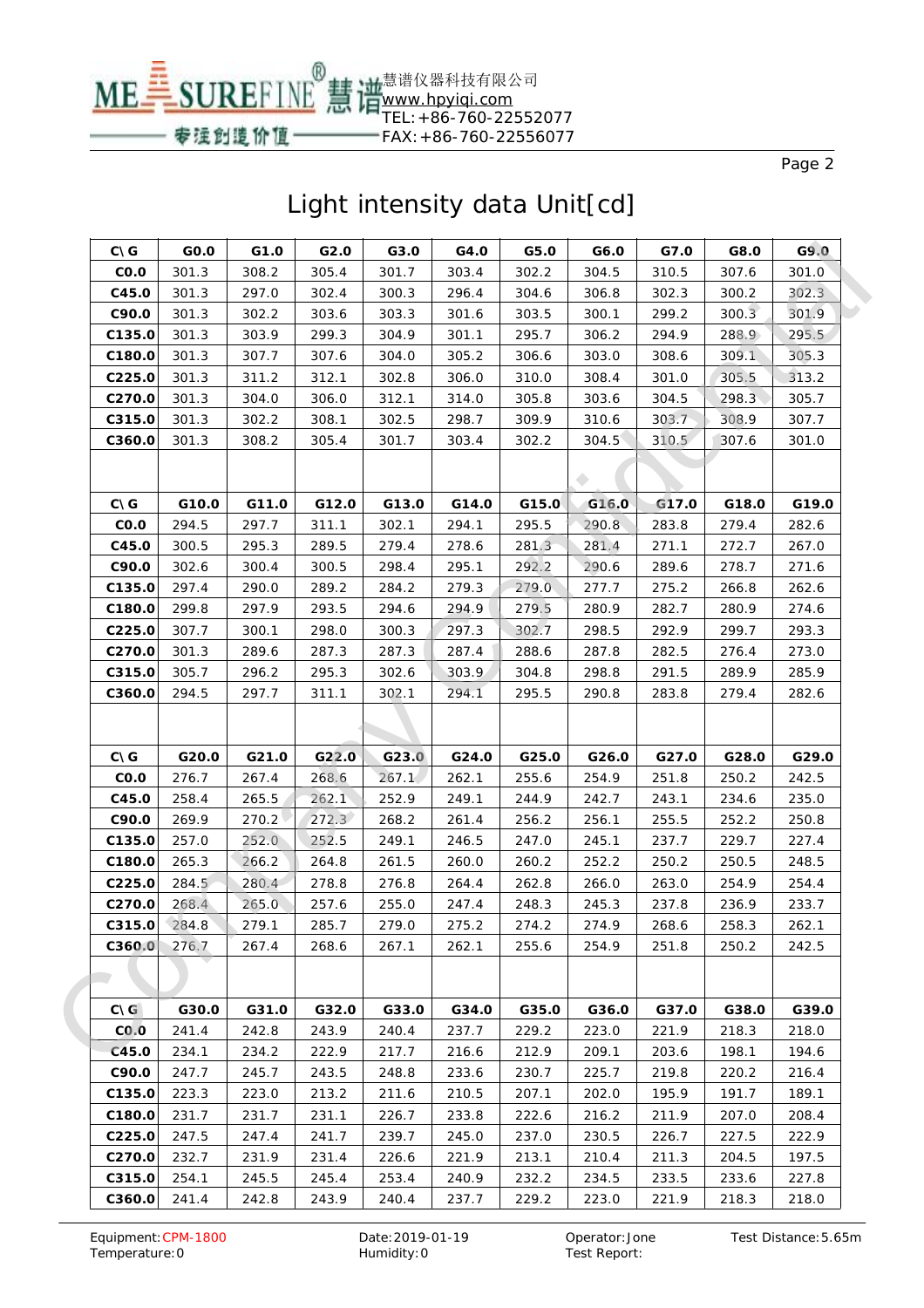# Light intensity data Unit[cd]

| C\ G | G0.0 | G1.0 | G2.0 | G3.0 | G4.0 | G5.0 | G6.0 | G7.0 | G8.0 | G9.0 |
|---|---|---|---|---|---|---|---|---|---|---|
| C0.0 | 301.3 | 308.2 | 305.4 | 301.7 | 303.4 | 302.2 | 304.5 | 310.5 | 307.6 | 301.0 |
| C45.0 | 301.3 | 297.0 | 302.4 | 300.3 | 296.4 | 304.6 | 306.8 | 302.3 | 300.2 | 302.3 |
| C90.0 | 301.3 | 302.2 | 303.6 | 303.3 | 301.6 | 303.5 | 300.1 | 299.2 | 300.3 | 301.9 |
| C135.0 | 301.3 | 303.9 | 299.3 | 304.9 | 301.1 | 295.7 | 306.2 | 294.9 | 288.9 | 295.5 |
| C180.0 | 301.3 | 307.7 | 307.6 | 304.0 | 305.2 | 306.6 | 303.0 | 308.6 | 309.1 | 305.3 |
| C225.0 | 301.3 | 311.2 | 312.1 | 302.8 | 306.0 | 310.0 | 308.4 | 301.0 | 305.5 | 313.2 |
| C270.0 | 301.3 | 304.0 | 306.0 | 312.1 | 314.0 | 305.8 | 303.6 | 304.5 | 298.3 | 305.7 |
| C315.0 | 301.3 | 302.2 | 308.1 | 302.5 | 298.7 | 309.9 | 310.6 | 303.7 | 308.9 | 307.7 |
| C360.0 | 301.3 | 308.2 | 305.4 | 301.7 | 303.4 | 302.2 | 304.5 | 310.5 | 307.6 | 301.0 |

| C\ G | G10.0 | G11.0 | G12.0 | G13.0 | G14.0 | G15.0 | G16.0 | G17.0 | G18.0 | G19.0 |
|---|---|---|---|---|---|---|---|---|---|---|
| C0.0 | 294.5 | 297.7 | 311.1 | 302.1 | 294.1 | 295.5 | 290.8 | 283.8 | 279.4 | 282.6 |
| C45.0 | 300.5 | 295.3 | 289.5 | 279.4 | 278.6 | 281.3 | 281.4 | 271.1 | 272.7 | 267.0 |
| C90.0 | 302.6 | 300.4 | 300.5 | 298.4 | 295.1 | 292.2 | 290.6 | 289.6 | 278.7 | 271.6 |
| C135.0 | 297.4 | 290.0 | 289.2 | 284.2 | 279.3 | 279.0 | 277.7 | 275.2 | 266.8 | 262.6 |
| C180.0 | 299.8 | 297.9 | 293.5 | 294.6 | 294.9 | 279.5 | 280.9 | 282.7 | 280.9 | 274.6 |
| C225.0 | 307.7 | 300.1 | 298.0 | 300.3 | 297.3 | 302.7 | 298.5 | 292.9 | 299.7 | 293.3 |
| C270.0 | 301.3 | 289.6 | 287.3 | 287.3 | 287.4 | 288.6 | 287.8 | 282.5 | 276.4 | 273.0 |
| C315.0 | 305.7 | 296.2 | 295.3 | 302.6 | 303.9 | 304.8 | 298.8 | 291.5 | 289.9 | 285.9 |
| C360.0 | 294.5 | 297.7 | 311.1 | 302.1 | 294.1 | 295.5 | 290.8 | 283.8 | 279.4 | 282.6 |

| C\ G | G20.0 | G21.0 | G22.0 | G23.0 | G24.0 | G25.0 | G26.0 | G27.0 | G28.0 | G29.0 |
|---|---|---|---|---|---|---|---|---|---|---|
| C0.0 | 276.7 | 267.4 | 268.6 | 267.1 | 262.1 | 255.6 | 254.9 | 251.8 | 250.2 | 242.5 |
| C45.0 | 258.4 | 265.5 | 262.1 | 252.9 | 249.1 | 244.9 | 242.7 | 243.1 | 234.6 | 235.0 |
| C90.0 | 269.9 | 270.2 | 272.3 | 268.2 | 261.4 | 256.2 | 256.1 | 255.5 | 252.2 | 250.8 |
| C135.0 | 257.0 | 252.0 | 252.5 | 249.1 | 246.5 | 247.0 | 245.1 | 237.7 | 229.7 | 227.4 |
| C180.0 | 265.3 | 266.2 | 264.8 | 261.5 | 260.0 | 260.2 | 252.2 | 250.2 | 250.5 | 248.5 |
| C225.0 | 284.5 | 280.4 | 278.8 | 276.8 | 264.4 | 262.8 | 266.0 | 263.0 | 254.9 | 254.4 |
| C270.0 | 268.4 | 265.0 | 257.6 | 255.0 | 247.4 | 248.3 | 245.3 | 237.8 | 236.9 | 233.7 |
| C315.0 | 284.8 | 279.1 | 285.7 | 279.0 | 275.2 | 274.2 | 274.9 | 268.6 | 258.3 | 262.1 |
| C360.0 | 276.7 | 267.4 | 268.6 | 267.1 | 262.1 | 255.6 | 254.9 | 251.8 | 250.2 | 242.5 |

| C\ G | G30.0 | G31.0 | G32.0 | G33.0 | G34.0 | G35.0 | G36.0 | G37.0 | G38.0 | G39.0 |
|---|---|---|---|---|---|---|---|---|---|---|
| C0.0 | 241.4 | 242.8 | 243.9 | 240.4 | 237.7 | 229.2 | 223.0 | 221.9 | 218.3 | 218.0 |
| C45.0 | 234.1 | 234.2 | 222.9 | 217.7 | 216.6 | 212.9 | 209.1 | 203.6 | 198.1 | 194.6 |
| C90.0 | 247.7 | 245.7 | 243.5 | 248.8 | 233.6 | 230.7 | 225.7 | 219.8 | 220.2 | 216.4 |
| C135.0 | 223.3 | 223.0 | 213.2 | 211.6 | 210.5 | 207.1 | 202.0 | 195.9 | 191.7 | 189.1 |
| C180.0 | 231.7 | 231.7 | 231.1 | 226.7 | 233.8 | 222.6 | 216.2 | 211.9 | 207.0 | 208.4 |
| C225.0 | 247.5 | 247.4 | 241.7 | 239.7 | 245.0 | 237.0 | 230.5 | 226.7 | 227.5 | 222.9 |
| C270.0 | 232.7 | 231.9 | 231.4 | 226.6 | 221.9 | 213.1 | 210.4 | 211.3 | 204.5 | 197.5 |
| C315.0 | 254.1 | 245.5 | 245.4 | 253.4 | 240.9 | 232.2 | 234.5 | 233.5 | 233.6 | 227.8 |
| C360.0 | 241.4 | 242.8 | 243.9 | 240.4 | 237.7 | 229.2 | 223.0 | 221.9 | 218.3 | 218.0 |

Equipment: CPM-1800 | Date: 2019-01-19 | Operator: Jone | Test Distance: 5.65m
Temperature: 0 | Humidity: 0 | Test Report: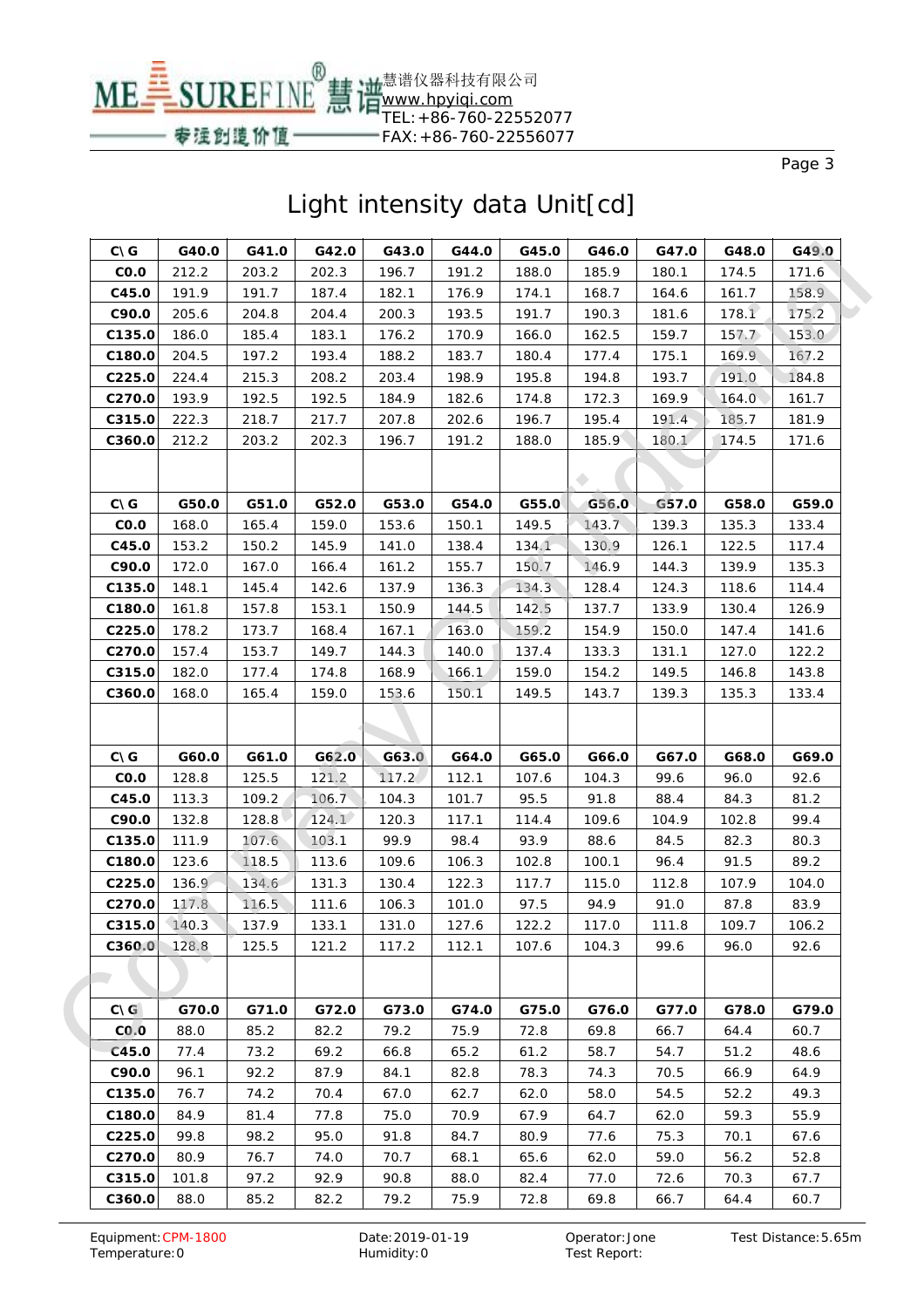慧谱仪器科技有限公司
www.hpyiqi.com
TEL:+86-760-22552077
FAX:+86-760-22556077

# Light intensity data Unit[cd]

| C\ G | G40.0 | G41.0 | G42.0 | G43.0 | G44.0 | G45.0 | G46.0 | G47.0 | G48.0 | G49.0 |
|---|---|---|---|---|---|---|---|---|---|---|
| C0.0 | 212.2 | 203.2 | 202.3 | 196.7 | 191.2 | 188.0 | 185.9 | 180.1 | 174.5 | 171.6 |
| C45.0 | 191.9 | 191.7 | 187.4 | 182.1 | 176.9 | 174.1 | 168.7 | 164.6 | 161.7 | 158.9 |
| C90.0 | 205.6 | 204.8 | 204.4 | 200.3 | 193.5 | 191.7 | 190.3 | 181.6 | 178.1 | 175.2 |
| C135.0 | 186.0 | 185.4 | 183.1 | 176.2 | 170.9 | 166.0 | 162.5 | 159.7 | 157.7 | 153.0 |
| C180.0 | 204.5 | 197.2 | 193.4 | 188.2 | 183.7 | 180.4 | 177.4 | 175.1 | 169.9 | 167.2 |
| C225.0 | 224.4 | 215.3 | 208.2 | 203.4 | 198.9 | 195.8 | 194.8 | 193.7 | 191.0 | 184.8 |
| C270.0 | 193.9 | 192.5 | 192.5 | 184.9 | 182.6 | 174.8 | 172.3 | 169.9 | 164.0 | 161.7 |
| C315.0 | 222.3 | 218.7 | 217.7 | 207.8 | 202.6 | 196.7 | 195.4 | 191.4 | 185.7 | 181.9 |
| C360.0 | 212.2 | 203.2 | 202.3 | 196.7 | 191.2 | 188.0 | 185.9 | 180.1 | 174.5 | 171.6 |
| | | | | | | | | | | |
| C\ G | G50.0 | G51.0 | G52.0 | G53.0 | G54.0 | G55.0 | G56.0 | G57.0 | G58.0 | G59.0 |
| C0.0 | 168.0 | 165.4 | 159.0 | 153.6 | 150.1 | 149.5 | 143.7 | 139.3 | 135.3 | 133.4 |
| C45.0 | 153.2 | 150.2 | 145.9 | 141.0 | 138.4 | 134.1 | 130.9 | 126.1 | 122.5 | 117.4 |
| C90.0 | 172.0 | 167.0 | 166.4 | 161.2 | 155.7 | 150.7 | 146.9 | 144.3 | 139.9 | 135.3 |
| C135.0 | 148.1 | 145.4 | 142.6 | 137.9 | 136.3 | 134.3 | 128.4 | 124.3 | 118.6 | 114.4 |
| C180.0 | 161.8 | 157.8 | 153.1 | 150.9 | 144.5 | 142.5 | 137.7 | 133.9 | 130.4 | 126.9 |
| C225.0 | 178.2 | 173.7 | 168.4 | 167.1 | 163.0 | 159.2 | 154.9 | 150.0 | 147.4 | 141.6 |
| C270.0 | 157.4 | 153.7 | 149.7 | 144.3 | 140.0 | 137.4 | 133.3 | 131.1 | 127.0 | 122.2 |
| C315.0 | 182.0 | 177.4 | 174.8 | 168.9 | 166.1 | 159.0 | 154.2 | 149.5 | 146.8 | 143.8 |
| C360.0 | 168.0 | 165.4 | 159.0 | 153.6 | 150.1 | 149.5 | 143.7 | 139.3 | 135.3 | 133.4 |
| | | | | | | | | | | |
| C\ G | G60.0 | G61.0 | G62.0 | G63.0 | G64.0 | G65.0 | G66.0 | G67.0 | G68.0 | G69.0 |
| C0.0 | 128.8 | 125.5 | 121.2 | 117.2 | 112.1 | 107.6 | 104.3 | 99.6 | 96.0 | 92.6 |
| C45.0 | 113.3 | 109.2 | 106.7 | 104.3 | 101.7 | 95.5 | 91.8 | 88.4 | 84.3 | 81.2 |
| C90.0 | 132.8 | 128.8 | 124.1 | 120.3 | 117.1 | 114.4 | 109.6 | 104.9 | 102.8 | 99.4 |
| C135.0 | 111.9 | 107.6 | 103.1 | 99.9 | 98.4 | 93.9 | 88.6 | 84.5 | 82.3 | 80.3 |
| C180.0 | 123.6 | 118.5 | 113.6 | 109.6 | 106.3 | 102.8 | 100.1 | 96.4 | 91.5 | 89.2 |
| C225.0 | 136.9 | 134.6 | 131.3 | 130.4 | 122.3 | 117.7 | 115.0 | 112.8 | 107.9 | 104.0 |
| C270.0 | 117.8 | 116.5 | 111.6 | 106.3 | 101.0 | 97.5 | 94.9 | 91.0 | 87.8 | 83.9 |
| C315.0 | 140.3 | 137.9 | 133.1 | 131.0 | 127.6 | 122.2 | 117.0 | 111.8 | 109.7 | 106.2 |
| C360.0 | 128.8 | 125.5 | 121.2 | 117.2 | 112.1 | 107.6 | 104.3 | 99.6 | 96.0 | 92.6 |
| | | | | | | | | | | |
| C\ G | G70.0 | G71.0 | G72.0 | G73.0 | G74.0 | G75.0 | G76.0 | G77.0 | G78.0 | G79.0 |
| C0.0 | 88.0 | 85.2 | 82.2 | 79.2 | 75.9 | 72.8 | 69.8 | 66.7 | 64.4 | 60.7 |
| C45.0 | 77.4 | 73.2 | 69.2 | 66.8 | 65.2 | 61.2 | 58.7 | 54.7 | 51.2 | 48.6 |
| C90.0 | 96.1 | 92.2 | 87.9 | 84.1 | 82.8 | 78.3 | 74.3 | 70.5 | 66.9 | 64.9 |
| C135.0 | 76.7 | 74.2 | 70.4 | 67.0 | 62.7 | 62.0 | 58.0 | 54.5 | 52.2 | 49.3 |
| C180.0 | 84.9 | 81.4 | 77.8 | 75.0 | 70.9 | 67.9 | 64.7 | 62.0 | 59.3 | 55.9 |
| C225.0 | 99.8 | 98.2 | 95.0 | 91.8 | 84.7 | 80.9 | 77.6 | 75.3 | 70.1 | 67.6 |
| C270.0 | 80.9 | 76.7 | 74.0 | 70.7 | 68.1 | 65.6 | 62.0 | 59.0 | 56.2 | 52.8 |
| C315.0 | 101.8 | 97.2 | 92.9 | 90.8 | 88.0 | 82.4 | 77.0 | 72.6 | 70.3 | 67.7 |
| C360.0 | 88.0 | 85.2 | 82.2 | 79.2 | 75.9 | 72.8 | 69.8 | 66.7 | 64.4 | 60.7 |

Equipment:CPM-1800　Date:2019-01-19　Operator:Jone　Test Distance:5.65m
Temperature:0　Humidity:0　Test Report: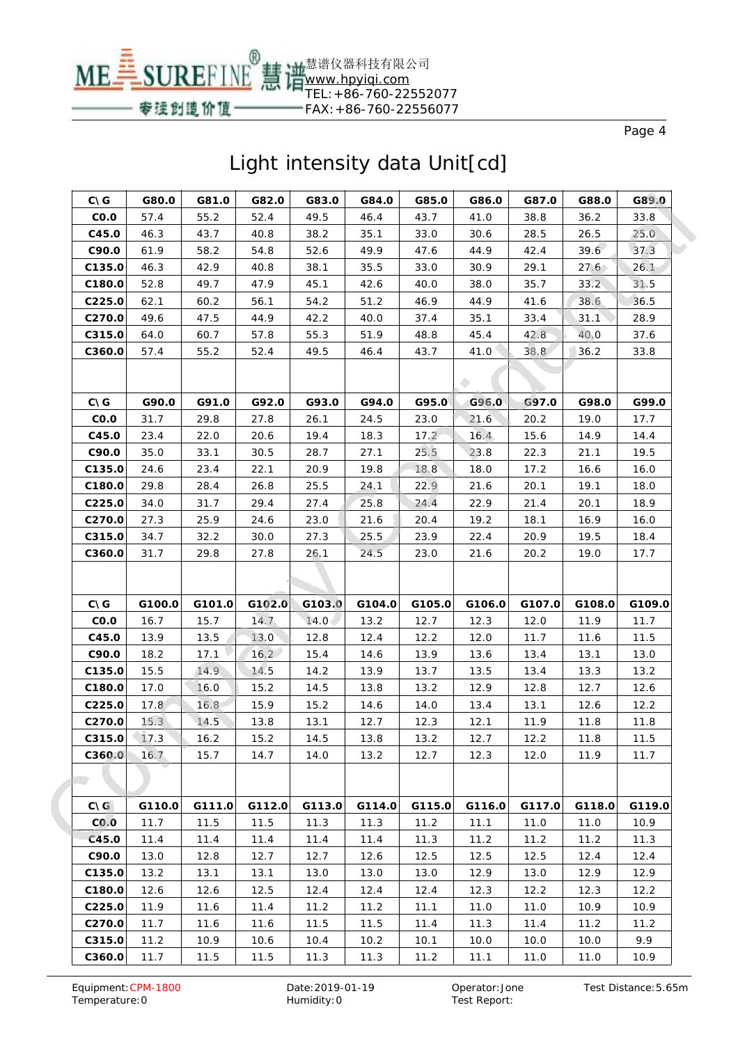# Light intensity data Unit[cd]

| C\ G | G80.0 | G81.0 | G82.0 | G83.0 | G84.0 | G85.0 | G86.0 | G87.0 | G88.0 | G89.0 |
|---|---|---|---|---|---|---|---|---|---|---|
| C0.0 | 57.4 | 55.2 | 52.4 | 49.5 | 46.4 | 43.7 | 41.0 | 38.8 | 36.2 | 33.8 |
| C45.0 | 46.3 | 43.7 | 40.8 | 38.2 | 35.1 | 33.0 | 30.6 | 28.5 | 26.5 | 25.0 |
| C90.0 | 61.9 | 58.2 | 54.8 | 52.6 | 49.9 | 47.6 | 44.9 | 42.4 | 39.6 | 37.3 |
| C135.0 | 46.3 | 42.9 | 40.8 | 38.1 | 35.5 | 33.0 | 30.9 | 29.1 | 27.6 | 26.1 |
| C180.0 | 52.8 | 49.7 | 47.9 | 45.1 | 42.6 | 40.0 | 38.0 | 35.7 | 33.2 | 31.5 |
| C225.0 | 62.1 | 60.2 | 56.1 | 54.2 | 51.2 | 46.9 | 44.9 | 41.6 | 38.6 | 36.5 |
| C270.0 | 49.6 | 47.5 | 44.9 | 42.2 | 40.0 | 37.4 | 35.1 | 33.4 | 31.1 | 28.9 |
| C315.0 | 64.0 | 60.7 | 57.8 | 55.3 | 51.9 | 48.8 | 45.4 | 42.8 | 40.0 | 37.6 |
| C360.0 | 57.4 | 55.2 | 52.4 | 49.5 | 46.4 | 43.7 | 41.0 | 38.8 | 36.2 | 33.8 |

| C\ G | G90.0 | G91.0 | G92.0 | G93.0 | G94.0 | G95.0 | G96.0 | G97.0 | G98.0 | G99.0 |
|---|---|---|---|---|---|---|---|---|---|---|
| C0.0 | 31.7 | 29.8 | 27.8 | 26.1 | 24.5 | 23.0 | 21.6 | 20.2 | 19.0 | 17.7 |
| C45.0 | 23.4 | 22.0 | 20.6 | 19.4 | 18.3 | 17.2 | 16.4 | 15.6 | 14.9 | 14.4 |
| C90.0 | 35.0 | 33.1 | 30.5 | 28.7 | 27.1 | 25.5 | 23.8 | 22.3 | 21.1 | 19.5 |
| C135.0 | 24.6 | 23.4 | 22.1 | 20.9 | 19.8 | 18.8 | 18.0 | 17.2 | 16.6 | 16.0 |
| C180.0 | 29.8 | 28.4 | 26.8 | 25.5 | 24.1 | 22.9 | 21.6 | 20.1 | 19.1 | 18.0 |
| C225.0 | 34.0 | 31.7 | 29.4 | 27.4 | 25.8 | 24.4 | 22.9 | 21.4 | 20.1 | 18.9 |
| C270.0 | 27.3 | 25.9 | 24.6 | 23.0 | 21.6 | 20.4 | 19.2 | 18.1 | 16.9 | 16.0 |
| C315.0 | 34.7 | 32.2 | 30.0 | 27.3 | 25.5 | 23.9 | 22.4 | 20.9 | 19.5 | 18.4 |
| C360.0 | 31.7 | 29.8 | 27.8 | 26.1 | 24.5 | 23.0 | 21.6 | 20.2 | 19.0 | 17.7 |

| C\ G | G100.0 | G101.0 | G102.0 | G103.0 | G104.0 | G105.0 | G106.0 | G107.0 | G108.0 | G109.0 |
|---|---|---|---|---|---|---|---|---|---|---|
| C0.0 | 16.7 | 15.7 | 14.7 | 14.0 | 13.2 | 12.7 | 12.3 | 12.0 | 11.9 | 11.7 |
| C45.0 | 13.9 | 13.5 | 13.0 | 12.8 | 12.4 | 12.2 | 12.0 | 11.7 | 11.6 | 11.5 |
| C90.0 | 18.2 | 17.1 | 16.2 | 15.4 | 14.6 | 13.9 | 13.6 | 13.4 | 13.1 | 13.0 |
| C135.0 | 15.5 | 14.9 | 14.5 | 14.2 | 13.9 | 13.7 | 13.5 | 13.4 | 13.3 | 13.2 |
| C180.0 | 17.0 | 16.0 | 15.2 | 14.5 | 13.8 | 13.2 | 12.9 | 12.8 | 12.7 | 12.6 |
| C225.0 | 17.8 | 16.8 | 15.9 | 15.2 | 14.6 | 14.0 | 13.4 | 13.1 | 12.6 | 12.2 |
| C270.0 | 15.3 | 14.5 | 13.8 | 13.1 | 12.7 | 12.3 | 12.1 | 11.9 | 11.8 | 11.8 |
| C315.0 | 17.3 | 16.2 | 15.2 | 14.5 | 13.8 | 13.2 | 12.7 | 12.2 | 11.8 | 11.5 |
| C360.0 | 16.7 | 15.7 | 14.7 | 14.0 | 13.2 | 12.7 | 12.3 | 12.0 | 11.9 | 11.7 |

| C\ G | G110.0 | G111.0 | G112.0 | G113.0 | G114.0 | G115.0 | G116.0 | G117.0 | G118.0 | G119.0 |
|---|---|---|---|---|---|---|---|---|---|---|
| C0.0 | 11.7 | 11.5 | 11.5 | 11.3 | 11.3 | 11.2 | 11.1 | 11.0 | 11.0 | 10.9 |
| C45.0 | 11.4 | 11.4 | 11.4 | 11.4 | 11.4 | 11.3 | 11.2 | 11.2 | 11.2 | 11.3 |
| C90.0 | 13.0 | 12.8 | 12.7 | 12.7 | 12.6 | 12.5 | 12.5 | 12.5 | 12.4 | 12.4 |
| C135.0 | 13.2 | 13.1 | 13.1 | 13.0 | 13.0 | 13.0 | 12.9 | 13.0 | 12.9 | 12.9 |
| C180.0 | 12.6 | 12.6 | 12.5 | 12.4 | 12.4 | 12.4 | 12.3 | 12.2 | 12.3 | 12.2 |
| C225.0 | 11.9 | 11.6 | 11.4 | 11.2 | 11.2 | 11.1 | 11.0 | 11.0 | 10.9 | 10.9 |
| C270.0 | 11.7 | 11.6 | 11.6 | 11.5 | 11.5 | 11.4 | 11.3 | 11.4 | 11.2 | 11.2 |
| C315.0 | 11.2 | 10.9 | 10.6 | 10.4 | 10.2 | 10.1 | 10.0 | 10.0 | 10.0 | 9.9 |
| C360.0 | 11.7 | 11.5 | 11.5 | 11.3 | 11.3 | 11.2 | 11.1 | 11.0 | 11.0 | 10.9 |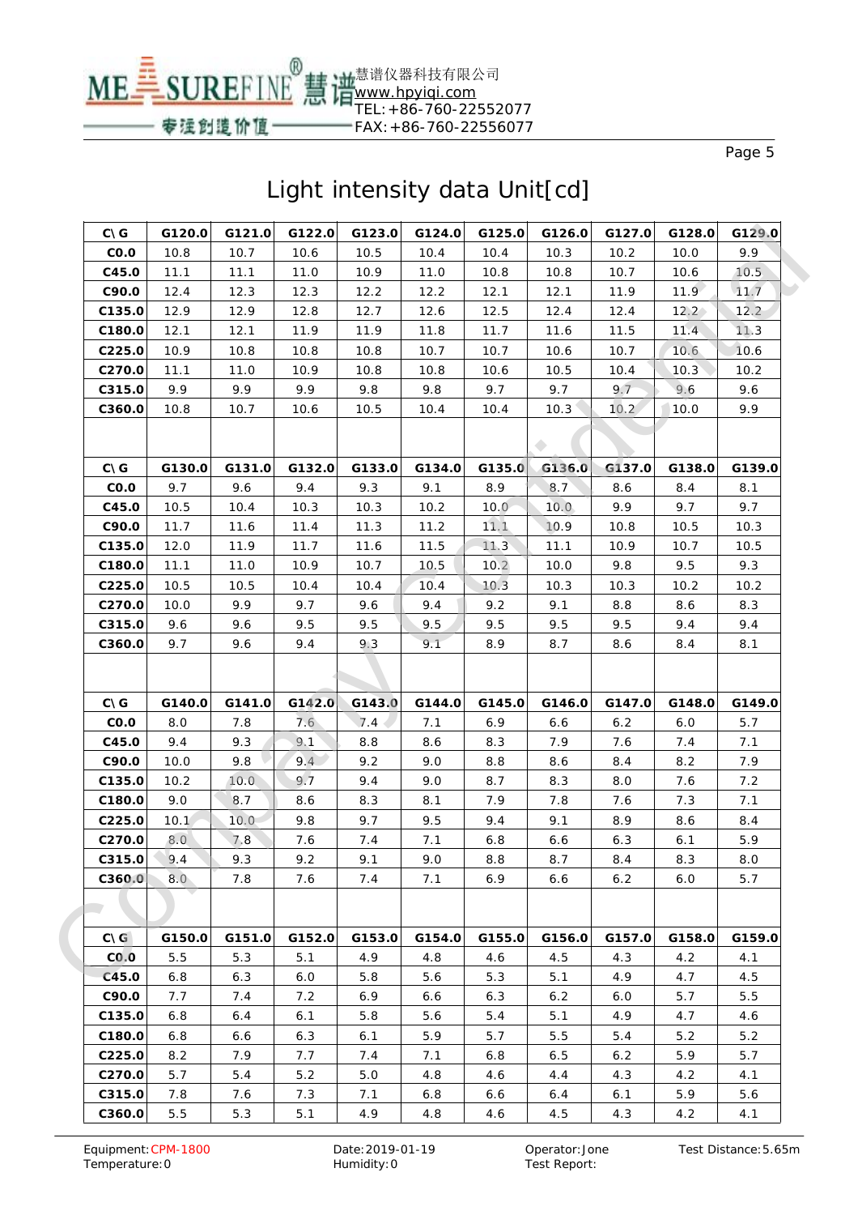# Light intensity data Unit[cd]

| C\ G | G120.0 | G121.0 | G122.0 | G123.0 | G124.0 | G125.0 | G126.0 | G127.0 | G128.0 | G129.0 |
|---|---|---|---|---|---|---|---|---|---|---|
| C0.0 | 10.8 | 10.7 | 10.6 | 10.5 | 10.4 | 10.4 | 10.3 | 10.2 | 10.0 | 9.9 |
| C45.0 | 11.1 | 11.1 | 11.0 | 10.9 | 11.0 | 10.8 | 10.8 | 10.7 | 10.6 | 10.5 |
| C90.0 | 12.4 | 12.3 | 12.3 | 12.2 | 12.2 | 12.1 | 12.1 | 11.9 | 11.9 | 11.7 |
| C135.0 | 12.9 | 12.9 | 12.8 | 12.7 | 12.6 | 12.5 | 12.4 | 12.4 | 12.2 | 12.2 |
| C180.0 | 12.1 | 12.1 | 11.9 | 11.9 | 11.8 | 11.7 | 11.6 | 11.5 | 11.4 | 11.3 |
| C225.0 | 10.9 | 10.8 | 10.8 | 10.8 | 10.7 | 10.7 | 10.6 | 10.7 | 10.6 | 10.6 |
| C270.0 | 11.1 | 11.0 | 10.9 | 10.8 | 10.8 | 10.6 | 10.5 | 10.4 | 10.3 | 10.2 |
| C315.0 | 9.9 | 9.9 | 9.9 | 9.8 | 9.8 | 9.7 | 9.7 | 9.7 | 9.6 | 9.6 |
| C360.0 | 10.8 | 10.7 | 10.6 | 10.5 | 10.4 | 10.4 | 10.3 | 10.2 | 10.0 | 9.9 |

| C\ G | G130.0 | G131.0 | G132.0 | G133.0 | G134.0 | G135.0 | G136.0 | G137.0 | G138.0 | G139.0 |
|---|---|---|---|---|---|---|---|---|---|---|
| C0.0 | 9.7 | 9.6 | 9.4 | 9.3 | 9.1 | 8.9 | 8.7 | 8.6 | 8.4 | 8.1 |
| C45.0 | 10.5 | 10.4 | 10.3 | 10.3 | 10.2 | 10.0 | 10.0 | 9.9 | 9.7 | 9.7 |
| C90.0 | 11.7 | 11.6 | 11.4 | 11.3 | 11.2 | 11.1 | 10.9 | 10.8 | 10.5 | 10.3 |
| C135.0 | 12.0 | 11.9 | 11.7 | 11.6 | 11.5 | 11.3 | 11.1 | 10.9 | 10.7 | 10.5 |
| C180.0 | 11.1 | 11.0 | 10.9 | 10.7 | 10.5 | 10.2 | 10.0 | 9.8 | 9.5 | 9.3 |
| C225.0 | 10.5 | 10.5 | 10.4 | 10.4 | 10.4 | 10.3 | 10.3 | 10.3 | 10.2 | 10.2 |
| C270.0 | 10.0 | 9.9 | 9.7 | 9.6 | 9.4 | 9.2 | 9.1 | 8.8 | 8.6 | 8.3 |
| C315.0 | 9.6 | 9.6 | 9.5 | 9.5 | 9.5 | 9.5 | 9.5 | 9.5 | 9.4 | 9.4 |
| C360.0 | 9.7 | 9.6 | 9.4 | 9.3 | 9.1 | 8.9 | 8.7 | 8.6 | 8.4 | 8.1 |

| C\ G | G140.0 | G141.0 | G142.0 | G143.0 | G144.0 | G145.0 | G146.0 | G147.0 | G148.0 | G149.0 |
|---|---|---|---|---|---|---|---|---|---|---|
| C0.0 | 8.0 | 7.8 | 7.6 | 7.4 | 7.1 | 6.9 | 6.6 | 6.2 | 6.0 | 5.7 |
| C45.0 | 9.4 | 9.3 | 9.1 | 8.8 | 8.6 | 8.3 | 7.9 | 7.6 | 7.4 | 7.1 |
| C90.0 | 10.0 | 9.8 | 9.4 | 9.2 | 9.0 | 8.8 | 8.6 | 8.4 | 8.2 | 7.9 |
| C135.0 | 10.2 | 10.0 | 9.7 | 9.4 | 9.0 | 8.7 | 8.3 | 8.0 | 7.6 | 7.2 |
| C180.0 | 9.0 | 8.7 | 8.6 | 8.3 | 8.1 | 7.9 | 7.8 | 7.6 | 7.3 | 7.1 |
| C225.0 | 10.1 | 10.0 | 9.8 | 9.7 | 9.5 | 9.4 | 9.1 | 8.9 | 8.6 | 8.4 |
| C270.0 | 8.0 | 7.8 | 7.6 | 7.4 | 7.1 | 6.8 | 6.6 | 6.3 | 6.1 | 5.9 |
| C315.0 | 9.4 | 9.3 | 9.2 | 9.1 | 9.0 | 8.8 | 8.7 | 8.4 | 8.3 | 8.0 |
| C360.0 | 8.0 | 7.8 | 7.6 | 7.4 | 7.1 | 6.9 | 6.6 | 6.2 | 6.0 | 5.7 |

| C\ G | G150.0 | G151.0 | G152.0 | G153.0 | G154.0 | G155.0 | G156.0 | G157.0 | G158.0 | G159.0 |
|---|---|---|---|---|---|---|---|---|---|---|
| C0.0 | 5.5 | 5.3 | 5.1 | 4.9 | 4.8 | 4.6 | 4.5 | 4.3 | 4.2 | 4.1 |
| C45.0 | 6.8 | 6.3 | 6.0 | 5.8 | 5.6 | 5.3 | 5.1 | 4.9 | 4.7 | 4.5 |
| C90.0 | 7.7 | 7.4 | 7.2 | 6.9 | 6.6 | 6.3 | 6.2 | 6.0 | 5.7 | 5.5 |
| C135.0 | 6.8 | 6.4 | 6.1 | 5.8 | 5.6 | 5.4 | 5.1 | 4.9 | 4.7 | 4.6 |
| C180.0 | 6.8 | 6.6 | 6.3 | 6.1 | 5.9 | 5.7 | 5.5 | 5.4 | 5.2 | 5.2 |
| C225.0 | 8.2 | 7.9 | 7.7 | 7.4 | 7.1 | 6.8 | 6.5 | 6.2 | 5.9 | 5.7 |
| C270.0 | 5.7 | 5.4 | 5.2 | 5.0 | 4.8 | 4.6 | 4.4 | 4.3 | 4.2 | 4.1 |
| C315.0 | 7.8 | 7.6 | 7.3 | 7.1 | 6.8 | 6.6 | 6.4 | 6.1 | 5.9 | 5.6 |
| C360.0 | 5.5 | 5.3 | 5.1 | 4.9 | 4.8 | 4.6 | 4.5 | 4.3 | 4.2 | 4.1 |

Equipment: CPM-1800　　Date: 2019-01-19　　Operator: Jone　　Test Distance: 5.65m
Temperature: 0　　Humidity: 0　　Test Report: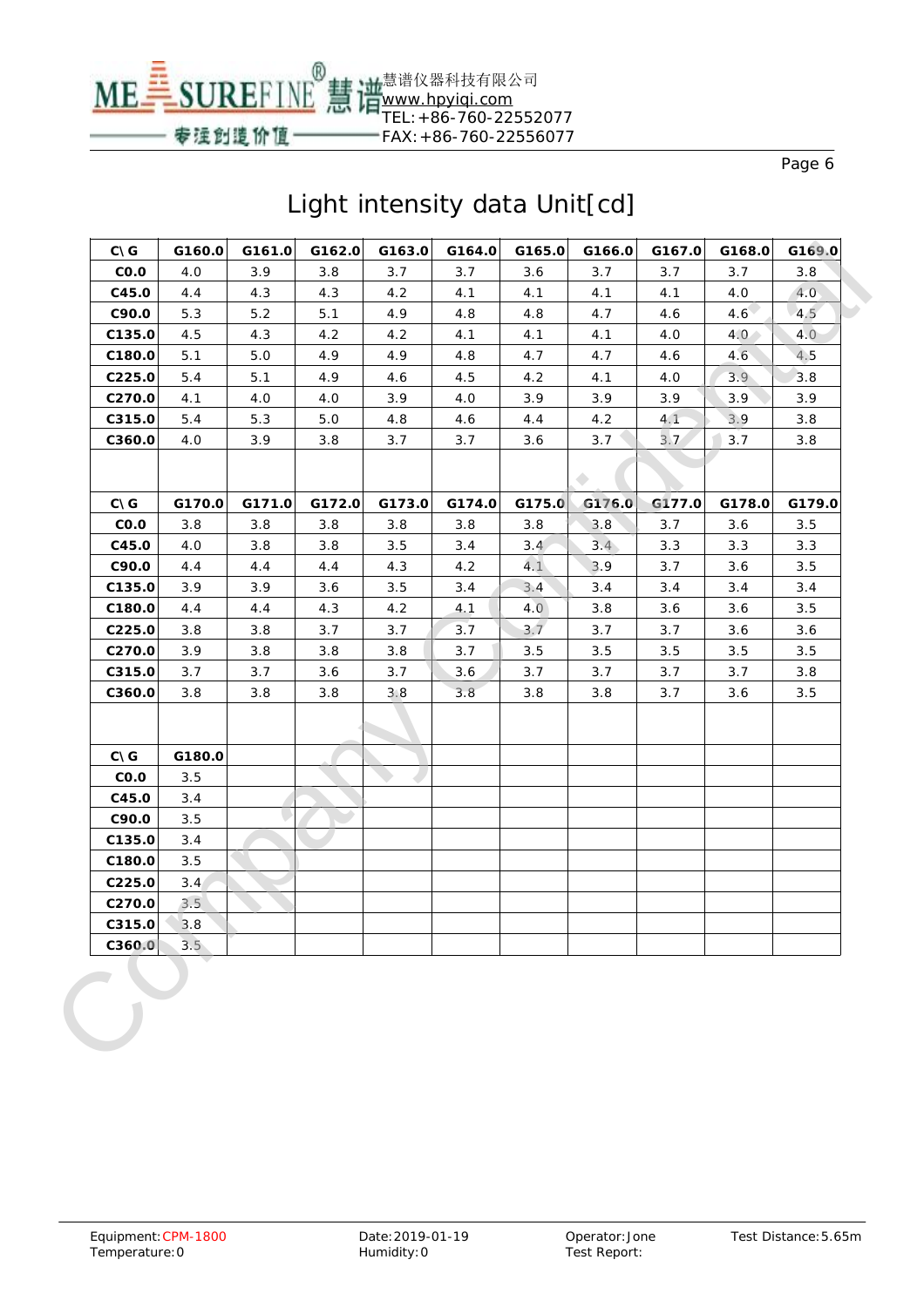# Light intensity data Unit[cd]

| C\ G | G160.0 | G161.0 | G162.0 | G163.0 | G164.0 | G165.0 | G166.0 | G167.0 | G168.0 | G169.0 |
|---|---|---|---|---|---|---|---|---|---|---|
| C0.0 | 4.0 | 3.9 | 3.8 | 3.7 | 3.7 | 3.6 | 3.7 | 3.7 | 3.7 | 3.8 |
| C45.0 | 4.4 | 4.3 | 4.3 | 4.2 | 4.1 | 4.1 | 4.1 | 4.1 | 4.0 | 4.0 |
| C90.0 | 5.3 | 5.2 | 5.1 | 4.9 | 4.8 | 4.8 | 4.7 | 4.6 | 4.6 | 4.5 |
| C135.0 | 4.5 | 4.3 | 4.2 | 4.2 | 4.1 | 4.1 | 4.1 | 4.0 | 4.0 | 4.0 |
| C180.0 | 5.1 | 5.0 | 4.9 | 4.9 | 4.8 | 4.7 | 4.7 | 4.6 | 4.6 | 4.5 |
| C225.0 | 5.4 | 5.1 | 4.9 | 4.6 | 4.5 | 4.2 | 4.1 | 4.0 | 3.9 | 3.8 |
| C270.0 | 4.1 | 4.0 | 4.0 | 3.9 | 4.0 | 3.9 | 3.9 | 3.9 | 3.9 | 3.9 |
| C315.0 | 5.4 | 5.3 | 5.0 | 4.8 | 4.6 | 4.4 | 4.2 | 4.1 | 3.9 | 3.8 |
| C360.0 | 4.0 | 3.9 | 3.8 | 3.7 | 3.7 | 3.6 | 3.7 | 3.7 | 3.7 | 3.8 |
| | | | | | | | | | | |
| C\ G | G170.0 | G171.0 | G172.0 | G173.0 | G174.0 | G175.0 | G176.0 | G177.0 | G178.0 | G179.0 |
| C0.0 | 3.8 | 3.8 | 3.8 | 3.8 | 3.8 | 3.8 | 3.8 | 3.7 | 3.6 | 3.5 |
| C45.0 | 4.0 | 3.8 | 3.8 | 3.5 | 3.4 | 3.4 | 3.4 | 3.3 | 3.3 | 3.3 |
| C90.0 | 4.4 | 4.4 | 4.4 | 4.3 | 4.2 | 4.1 | 3.9 | 3.7 | 3.6 | 3.5 |
| C135.0 | 3.9 | 3.9 | 3.6 | 3.5 | 3.4 | 3.4 | 3.4 | 3.4 | 3.4 | 3.4 |
| C180.0 | 4.4 | 4.4 | 4.3 | 4.2 | 4.1 | 4.0 | 3.8 | 3.6 | 3.6 | 3.5 |
| C225.0 | 3.8 | 3.8 | 3.7 | 3.7 | 3.7 | 3.7 | 3.7 | 3.7 | 3.6 | 3.6 |
| C270.0 | 3.9 | 3.8 | 3.8 | 3.8 | 3.7 | 3.5 | 3.5 | 3.5 | 3.5 | 3.5 |
| C315.0 | 3.7 | 3.7 | 3.6 | 3.7 | 3.6 | 3.7 | 3.7 | 3.7 | 3.7 | 3.8 |
| C360.0 | 3.8 | 3.8 | 3.8 | 3.8 | 3.8 | 3.8 | 3.8 | 3.7 | 3.6 | 3.5 |
| | | | | | | | | | | |
| C\ G | G180.0 | | | | | | | | | |
| C0.0 | 3.5 | | | | | | | | | |
| C45.0 | 3.4 | | | | | | | | | |
| C90.0 | 3.5 | | | | | | | | | |
| C135.0 | 3.4 | | | | | | | | | |
| C180.0 | 3.5 | | | | | | | | | |
| C225.0 | 3.4 | | | | | | | | | |
| C270.0 | 3.5 | | | | | | | | | |
| C315.0 | 3.8 | | | | | | | | | |
| C360.0 | 3.5 | | | | | | | | | |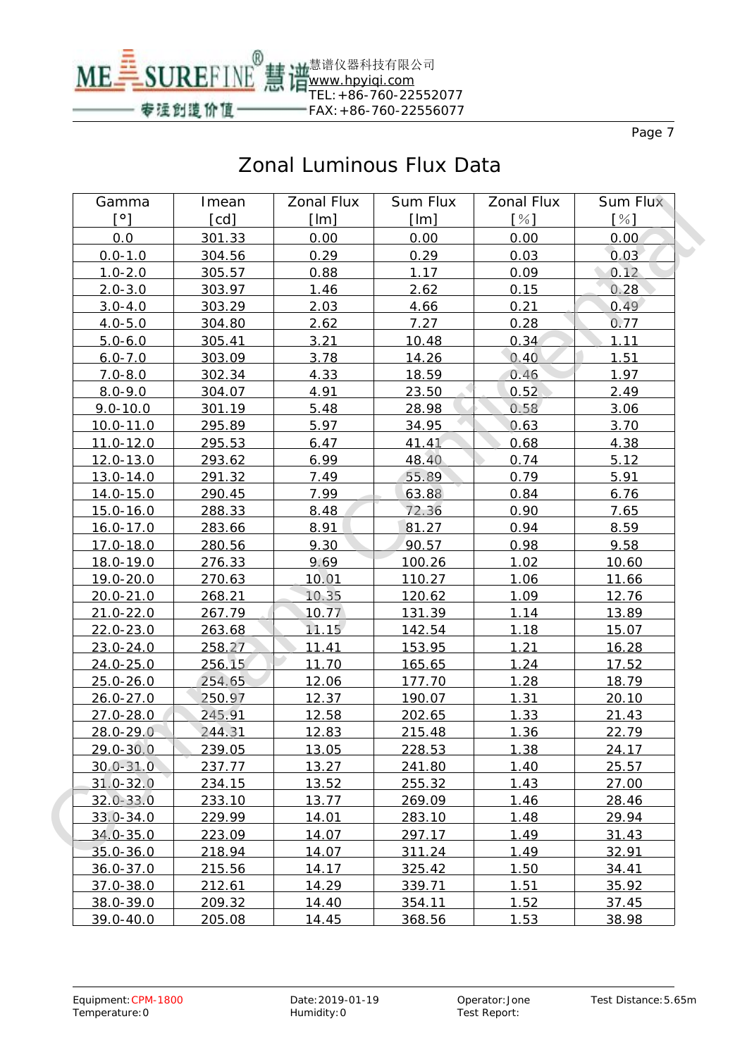# Zonal Luminous Flux Data

| Gamma [°] | Imean [cd] | Zonal Flux [lm] | Sum Flux [lm] | Zonal Flux [%] | Sum Flux [%] |
|---|---|---|---|---|---|
| 0.0 | 301.33 | 0.00 | 0.00 | 0.00 | 0.00 |
| 0.0-1.0 | 304.56 | 0.29 | 0.29 | 0.03 | 0.03 |
| 1.0-2.0 | 305.57 | 0.88 | 1.17 | 0.09 | 0.12 |
| 2.0-3.0 | 303.97 | 1.46 | 2.62 | 0.15 | 0.28 |
| 3.0-4.0 | 303.29 | 2.03 | 4.66 | 0.21 | 0.49 |
| 4.0-5.0 | 304.80 | 2.62 | 7.27 | 0.28 | 0.77 |
| 5.0-6.0 | 305.41 | 3.21 | 10.48 | 0.34 | 1.11 |
| 6.0-7.0 | 303.09 | 3.78 | 14.26 | 0.40 | 1.51 |
| 7.0-8.0 | 302.34 | 4.33 | 18.59 | 0.46 | 1.97 |
| 8.0-9.0 | 304.07 | 4.91 | 23.50 | 0.52 | 2.49 |
| 9.0-10.0 | 301.19 | 5.48 | 28.98 | 0.58 | 3.06 |
| 10.0-11.0 | 295.89 | 5.97 | 34.95 | 0.63 | 3.70 |
| 11.0-12.0 | 295.53 | 6.47 | 41.41 | 0.68 | 4.38 |
| 12.0-13.0 | 293.62 | 6.99 | 48.40 | 0.74 | 5.12 |
| 13.0-14.0 | 291.32 | 7.49 | 55.89 | 0.79 | 5.91 |
| 14.0-15.0 | 290.45 | 7.99 | 63.88 | 0.84 | 6.76 |
| 15.0-16.0 | 288.33 | 8.48 | 72.36 | 0.90 | 7.65 |
| 16.0-17.0 | 283.66 | 8.91 | 81.27 | 0.94 | 8.59 |
| 17.0-18.0 | 280.56 | 9.30 | 90.57 | 0.98 | 9.58 |
| 18.0-19.0 | 276.33 | 9.69 | 100.26 | 1.02 | 10.60 |
| 19.0-20.0 | 270.63 | 10.01 | 110.27 | 1.06 | 11.66 |
| 20.0-21.0 | 268.21 | 10.35 | 120.62 | 1.09 | 12.76 |
| 21.0-22.0 | 267.79 | 10.77 | 131.39 | 1.14 | 13.89 |
| 22.0-23.0 | 263.68 | 11.15 | 142.54 | 1.18 | 15.07 |
| 23.0-24.0 | 258.27 | 11.41 | 153.95 | 1.21 | 16.28 |
| 24.0-25.0 | 256.15 | 11.70 | 165.65 | 1.24 | 17.52 |
| 25.0-26.0 | 254.65 | 12.06 | 177.70 | 1.28 | 18.79 |
| 26.0-27.0 | 250.97 | 12.37 | 190.07 | 1.31 | 20.10 |
| 27.0-28.0 | 245.91 | 12.58 | 202.65 | 1.33 | 21.43 |
| 28.0-29.0 | 244.31 | 12.83 | 215.48 | 1.36 | 22.79 |
| 29.0-30.0 | 239.05 | 13.05 | 228.53 | 1.38 | 24.17 |
| 30.0-31.0 | 237.77 | 13.27 | 241.80 | 1.40 | 25.57 |
| 31.0-32.0 | 234.15 | 13.52 | 255.32 | 1.43 | 27.00 |
| 32.0-33.0 | 233.10 | 13.77 | 269.09 | 1.46 | 28.46 |
| 33.0-34.0 | 229.99 | 14.01 | 283.10 | 1.48 | 29.94 |
| 34.0-35.0 | 223.09 | 14.07 | 297.17 | 1.49 | 31.43 |
| 35.0-36.0 | 218.94 | 14.07 | 311.24 | 1.49 | 32.91 |
| 36.0-37.0 | 215.56 | 14.17 | 325.42 | 1.50 | 34.41 |
| 37.0-38.0 | 212.61 | 14.29 | 339.71 | 1.51 | 35.92 |
| 38.0-39.0 | 209.32 | 14.40 | 354.11 | 1.52 | 37.45 |
| 39.0-40.0 | 205.08 | 14.45 | 368.56 | 1.53 | 38.98 |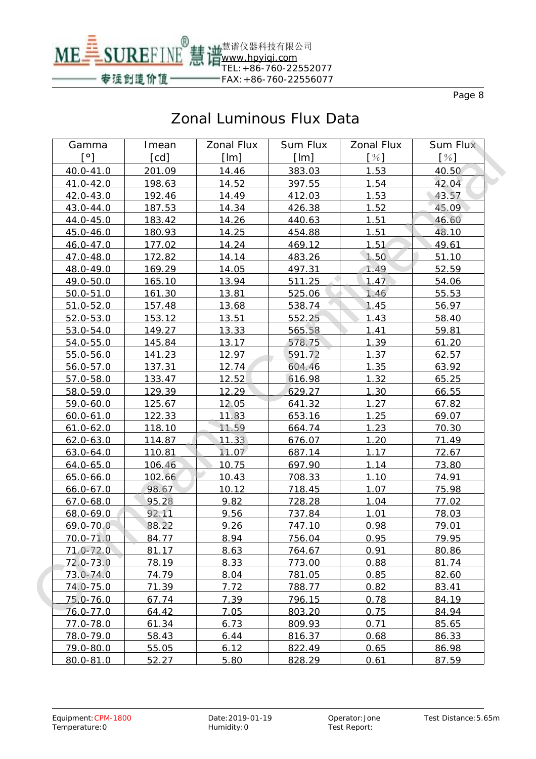# Zonal Luminous Flux Data

| Gamma [°] | Imean [cd] | Zonal Flux [lm] | Sum Flux [lm] | Zonal Flux [%] | Sum Flux [%] |
|---|---|---|---|---|---|
| 40.0-41.0 | 201.09 | 14.46 | 383.03 | 1.53 | 40.50 |
| 41.0-42.0 | 198.63 | 14.52 | 397.55 | 1.54 | 42.04 |
| 42.0-43.0 | 192.46 | 14.49 | 412.03 | 1.53 | 43.57 |
| 43.0-44.0 | 187.53 | 14.34 | 426.38 | 1.52 | 45.09 |
| 44.0-45.0 | 183.42 | 14.26 | 440.63 | 1.51 | 46.60 |
| 45.0-46.0 | 180.93 | 14.25 | 454.88 | 1.51 | 48.10 |
| 46.0-47.0 | 177.02 | 14.24 | 469.12 | 1.51 | 49.61 |
| 47.0-48.0 | 172.82 | 14.14 | 483.26 | 1.50 | 51.10 |
| 48.0-49.0 | 169.29 | 14.05 | 497.31 | 1.49 | 52.59 |
| 49.0-50.0 | 165.10 | 13.94 | 511.25 | 1.47 | 54.06 |
| 50.0-51.0 | 161.30 | 13.81 | 525.06 | 1.46 | 55.53 |
| 51.0-52.0 | 157.48 | 13.68 | 538.74 | 1.45 | 56.97 |
| 52.0-53.0 | 153.12 | 13.51 | 552.25 | 1.43 | 58.40 |
| 53.0-54.0 | 149.27 | 13.33 | 565.58 | 1.41 | 59.81 |
| 54.0-55.0 | 145.84 | 13.17 | 578.75 | 1.39 | 61.20 |
| 55.0-56.0 | 141.23 | 12.97 | 591.72 | 1.37 | 62.57 |
| 56.0-57.0 | 137.31 | 12.74 | 604.46 | 1.35 | 63.92 |
| 57.0-58.0 | 133.47 | 12.52 | 616.98 | 1.32 | 65.25 |
| 58.0-59.0 | 129.39 | 12.29 | 629.27 | 1.30 | 66.55 |
| 59.0-60.0 | 125.67 | 12.05 | 641.32 | 1.27 | 67.82 |
| 60.0-61.0 | 122.33 | 11.83 | 653.16 | 1.25 | 69.07 |
| 61.0-62.0 | 118.10 | 11.59 | 664.74 | 1.23 | 70.30 |
| 62.0-63.0 | 114.87 | 11.33 | 676.07 | 1.20 | 71.49 |
| 63.0-64.0 | 110.81 | 11.07 | 687.14 | 1.17 | 72.67 |
| 64.0-65.0 | 106.46 | 10.75 | 697.90 | 1.14 | 73.80 |
| 65.0-66.0 | 102.66 | 10.43 | 708.33 | 1.10 | 74.91 |
| 66.0-67.0 | 98.67 | 10.12 | 718.45 | 1.07 | 75.98 |
| 67.0-68.0 | 95.28 | 9.82 | 728.28 | 1.04 | 77.02 |
| 68.0-69.0 | 92.11 | 9.56 | 737.84 | 1.01 | 78.03 |
| 69.0-70.0 | 88.22 | 9.26 | 747.10 | 0.98 | 79.01 |
| 70.0-71.0 | 84.77 | 8.94 | 756.04 | 0.95 | 79.95 |
| 71.0-72.0 | 81.17 | 8.63 | 764.67 | 0.91 | 80.86 |
| 72.0-73.0 | 78.19 | 8.33 | 773.00 | 0.88 | 81.74 |
| 73.0-74.0 | 74.79 | 8.04 | 781.05 | 0.85 | 82.60 |
| 74.0-75.0 | 71.39 | 7.72 | 788.77 | 0.82 | 83.41 |
| 75.0-76.0 | 67.74 | 7.39 | 796.15 | 0.78 | 84.19 |
| 76.0-77.0 | 64.42 | 7.05 | 803.20 | 0.75 | 84.94 |
| 77.0-78.0 | 61.34 | 6.73 | 809.93 | 0.71 | 85.65 |
| 78.0-79.0 | 58.43 | 6.44 | 816.37 | 0.68 | 86.33 |
| 79.0-80.0 | 55.05 | 6.12 | 822.49 | 0.65 | 86.98 |
| 80.0-81.0 | 52.27 | 5.80 | 828.29 | 0.61 | 87.59 |

Equipment: CPM-1800 Date: 2019-01-19 Operator: Jone Test Distance: 5.65m
Temperature: 0 Humidity: 0 Test Report: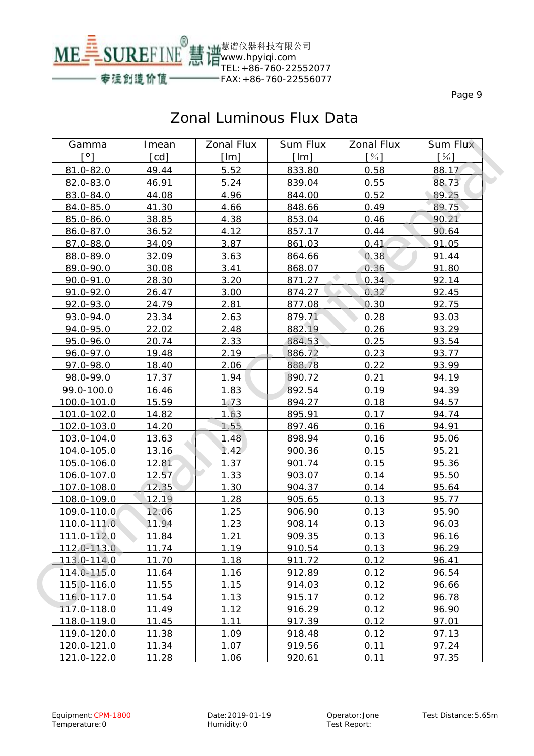# Zonal Luminous Flux Data

| Gamma [°] | Imean [cd] | Zonal Flux [lm] | Sum Flux [lm] | Zonal Flux [%] | Sum Flux [%] |
|---|---|---|---|---|---|
| 81.0-82.0 | 49.44 | 5.52 | 833.80 | 0.58 | 88.17 |
| 82.0-83.0 | 46.91 | 5.24 | 839.04 | 0.55 | 88.73 |
| 83.0-84.0 | 44.08 | 4.96 | 844.00 | 0.52 | 89.25 |
| 84.0-85.0 | 41.30 | 4.66 | 848.66 | 0.49 | 89.75 |
| 85.0-86.0 | 38.85 | 4.38 | 853.04 | 0.46 | 90.21 |
| 86.0-87.0 | 36.52 | 4.12 | 857.17 | 0.44 | 90.64 |
| 87.0-88.0 | 34.09 | 3.87 | 861.03 | 0.41 | 91.05 |
| 88.0-89.0 | 32.09 | 3.63 | 864.66 | 0.38 | 91.44 |
| 89.0-90.0 | 30.08 | 3.41 | 868.07 | 0.36 | 91.80 |
| 90.0-91.0 | 28.30 | 3.20 | 871.27 | 0.34 | 92.14 |
| 91.0-92.0 | 26.47 | 3.00 | 874.27 | 0.32 | 92.45 |
| 92.0-93.0 | 24.79 | 2.81 | 877.08 | 0.30 | 92.75 |
| 93.0-94.0 | 23.34 | 2.63 | 879.71 | 0.28 | 93.03 |
| 94.0-95.0 | 22.02 | 2.48 | 882.19 | 0.26 | 93.29 |
| 95.0-96.0 | 20.74 | 2.33 | 884.53 | 0.25 | 93.54 |
| 96.0-97.0 | 19.48 | 2.19 | 886.72 | 0.23 | 93.77 |
| 97.0-98.0 | 18.40 | 2.06 | 888.78 | 0.22 | 93.99 |
| 98.0-99.0 | 17.37 | 1.94 | 890.72 | 0.21 | 94.19 |
| 99.0-100.0 | 16.46 | 1.83 | 892.54 | 0.19 | 94.39 |
| 100.0-101.0 | 15.59 | 1.73 | 894.27 | 0.18 | 94.57 |
| 101.0-102.0 | 14.82 | 1.63 | 895.91 | 0.17 | 94.74 |
| 102.0-103.0 | 14.20 | 1.55 | 897.46 | 0.16 | 94.91 |
| 103.0-104.0 | 13.63 | 1.48 | 898.94 | 0.16 | 95.06 |
| 104.0-105.0 | 13.16 | 1.42 | 900.36 | 0.15 | 95.21 |
| 105.0-106.0 | 12.81 | 1.37 | 901.74 | 0.15 | 95.36 |
| 106.0-107.0 | 12.57 | 1.33 | 903.07 | 0.14 | 95.50 |
| 107.0-108.0 | 12.35 | 1.30 | 904.37 | 0.14 | 95.64 |
| 108.0-109.0 | 12.19 | 1.28 | 905.65 | 0.13 | 95.77 |
| 109.0-110.0 | 12.06 | 1.25 | 906.90 | 0.13 | 95.90 |
| 110.0-111.0 | 11.94 | 1.23 | 908.14 | 0.13 | 96.03 |
| 111.0-112.0 | 11.84 | 1.21 | 909.35 | 0.13 | 96.16 |
| 112.0-113.0 | 11.74 | 1.19 | 910.54 | 0.13 | 96.29 |
| 113.0-114.0 | 11.70 | 1.18 | 911.72 | 0.12 | 96.41 |
| 114.0-115.0 | 11.64 | 1.16 | 912.89 | 0.12 | 96.54 |
| 115.0-116.0 | 11.55 | 1.15 | 914.03 | 0.12 | 96.66 |
| 116.0-117.0 | 11.54 | 1.13 | 915.17 | 0.12 | 96.78 |
| 117.0-118.0 | 11.49 | 1.12 | 916.29 | 0.12 | 96.90 |
| 118.0-119.0 | 11.45 | 1.11 | 917.39 | 0.12 | 97.01 |
| 119.0-120.0 | 11.38 | 1.09 | 918.48 | 0.12 | 97.13 |
| 120.0-121.0 | 11.34 | 1.07 | 919.56 | 0.11 | 97.24 |
| 121.0-122.0 | 11.28 | 1.06 | 920.61 | 0.11 | 97.35 |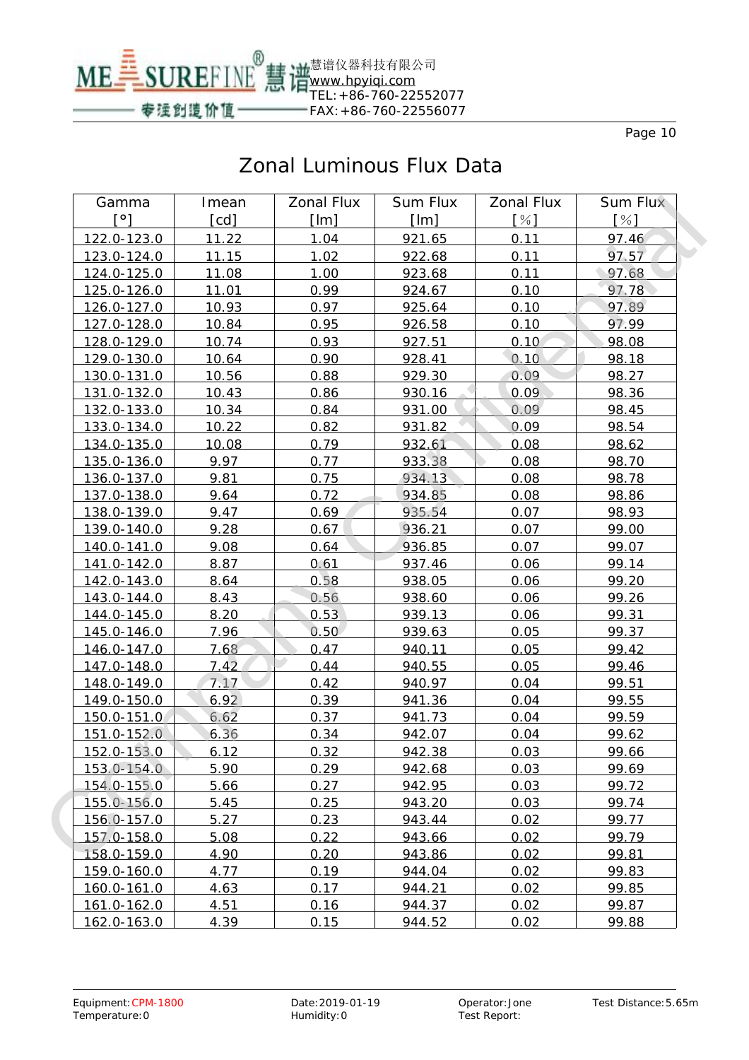# Zonal Luminous Flux Data

| Gamma [°] | Imean [cd] | Zonal Flux [lm] | Sum Flux [lm] | Zonal Flux [%] | Sum Flux [%] |
|---|---|---|---|---|---|
| 122.0-123.0 | 11.22 | 1.04 | 921.65 | 0.11 | 97.46 |
| 123.0-124.0 | 11.15 | 1.02 | 922.68 | 0.11 | 97.57 |
| 124.0-125.0 | 11.08 | 1.00 | 923.68 | 0.11 | 97.68 |
| 125.0-126.0 | 11.01 | 0.99 | 924.67 | 0.10 | 97.78 |
| 126.0-127.0 | 10.93 | 0.97 | 925.64 | 0.10 | 97.89 |
| 127.0-128.0 | 10.84 | 0.95 | 926.58 | 0.10 | 97.99 |
| 128.0-129.0 | 10.74 | 0.93 | 927.51 | 0.10 | 98.08 |
| 129.0-130.0 | 10.64 | 0.90 | 928.41 | 0.10 | 98.18 |
| 130.0-131.0 | 10.56 | 0.88 | 929.30 | 0.09 | 98.27 |
| 131.0-132.0 | 10.43 | 0.86 | 930.16 | 0.09 | 98.36 |
| 132.0-133.0 | 10.34 | 0.84 | 931.00 | 0.09 | 98.45 |
| 133.0-134.0 | 10.22 | 0.82 | 931.82 | 0.09 | 98.54 |
| 134.0-135.0 | 10.08 | 0.79 | 932.61 | 0.08 | 98.62 |
| 135.0-136.0 | 9.97 | 0.77 | 933.38 | 0.08 | 98.70 |
| 136.0-137.0 | 9.81 | 0.75 | 934.13 | 0.08 | 98.78 |
| 137.0-138.0 | 9.64 | 0.72 | 934.85 | 0.08 | 98.86 |
| 138.0-139.0 | 9.47 | 0.69 | 935.54 | 0.07 | 98.93 |
| 139.0-140.0 | 9.28 | 0.67 | 936.21 | 0.07 | 99.00 |
| 140.0-141.0 | 9.08 | 0.64 | 936.85 | 0.07 | 99.07 |
| 141.0-142.0 | 8.87 | 0.61 | 937.46 | 0.06 | 99.14 |
| 142.0-143.0 | 8.64 | 0.58 | 938.05 | 0.06 | 99.20 |
| 143.0-144.0 | 8.43 | 0.56 | 938.60 | 0.06 | 99.26 |
| 144.0-145.0 | 8.20 | 0.53 | 939.13 | 0.06 | 99.31 |
| 145.0-146.0 | 7.96 | 0.50 | 939.63 | 0.05 | 99.37 |
| 146.0-147.0 | 7.68 | 0.47 | 940.11 | 0.05 | 99.42 |
| 147.0-148.0 | 7.42 | 0.44 | 940.55 | 0.05 | 99.46 |
| 148.0-149.0 | 7.17 | 0.42 | 940.97 | 0.04 | 99.51 |
| 149.0-150.0 | 6.92 | 0.39 | 941.36 | 0.04 | 99.55 |
| 150.0-151.0 | 6.62 | 0.37 | 941.73 | 0.04 | 99.59 |
| 151.0-152.0 | 6.36 | 0.34 | 942.07 | 0.04 | 99.62 |
| 152.0-153.0 | 6.12 | 0.32 | 942.38 | 0.03 | 99.66 |
| 153.0-154.0 | 5.90 | 0.29 | 942.68 | 0.03 | 99.69 |
| 154.0-155.0 | 5.66 | 0.27 | 942.95 | 0.03 | 99.72 |
| 155.0-156.0 | 5.45 | 0.25 | 943.20 | 0.03 | 99.74 |
| 156.0-157.0 | 5.27 | 0.23 | 943.44 | 0.02 | 99.77 |
| 157.0-158.0 | 5.08 | 0.22 | 943.66 | 0.02 | 99.79 |
| 158.0-159.0 | 4.90 | 0.20 | 943.86 | 0.02 | 99.81 |
| 159.0-160.0 | 4.77 | 0.19 | 944.04 | 0.02 | 99.83 |
| 160.0-161.0 | 4.63 | 0.17 | 944.21 | 0.02 | 99.85 |
| 161.0-162.0 | 4.51 | 0.16 | 944.37 | 0.02 | 99.87 |
| 162.0-163.0 | 4.39 | 0.15 | 944.52 | 0.02 | 99.88 |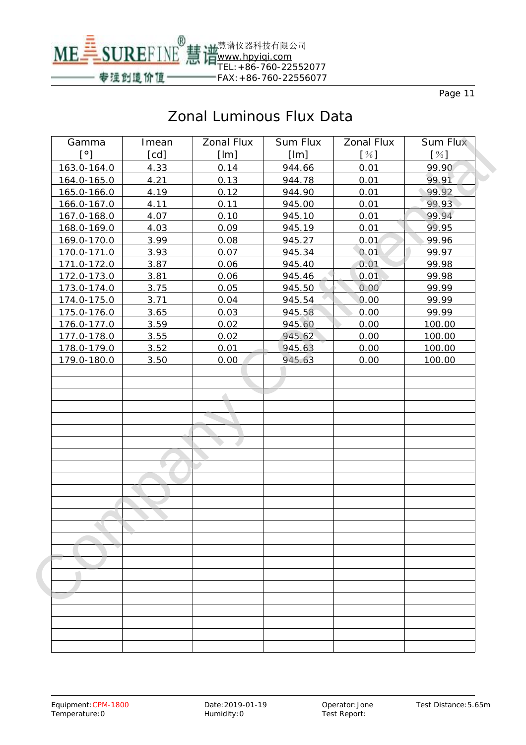# Zonal Luminous Flux Data

| Gamma [°] | Imean [cd] | Zonal Flux [lm] | Sum Flux [lm] | Zonal Flux [%] | Sum Flux [%] |
|---|---|---|---|---|---|
| 163.0-164.0 | 4.33 | 0.14 | 944.66 | 0.01 | 99.90 |
| 164.0-165.0 | 4.21 | 0.13 | 944.78 | 0.01 | 99.91 |
| 165.0-166.0 | 4.19 | 0.12 | 944.90 | 0.01 | 99.92 |
| 166.0-167.0 | 4.11 | 0.11 | 945.00 | 0.01 | 99.93 |
| 167.0-168.0 | 4.07 | 0.10 | 945.10 | 0.01 | 99.94 |
| 168.0-169.0 | 4.03 | 0.09 | 945.19 | 0.01 | 99.95 |
| 169.0-170.0 | 3.99 | 0.08 | 945.27 | 0.01 | 99.96 |
| 170.0-171.0 | 3.93 | 0.07 | 945.34 | 0.01 | 99.97 |
| 171.0-172.0 | 3.87 | 0.06 | 945.40 | 0.01 | 99.98 |
| 172.0-173.0 | 3.81 | 0.06 | 945.46 | 0.01 | 99.98 |
| 173.0-174.0 | 3.75 | 0.05 | 945.50 | 0.00 | 99.99 |
| 174.0-175.0 | 3.71 | 0.04 | 945.54 | 0.00 | 99.99 |
| 175.0-176.0 | 3.65 | 0.03 | 945.58 | 0.00 | 99.99 |
| 176.0-177.0 | 3.59 | 0.02 | 945.60 | 0.00 | 100.00 |
| 177.0-178.0 | 3.55 | 0.02 | 945.62 | 0.00 | 100.00 |
| 178.0-179.0 | 3.52 | 0.01 | 945.63 | 0.00 | 100.00 |
| 179.0-180.0 | 3.50 | 0.00 | 945.63 | 0.00 | 100.00 |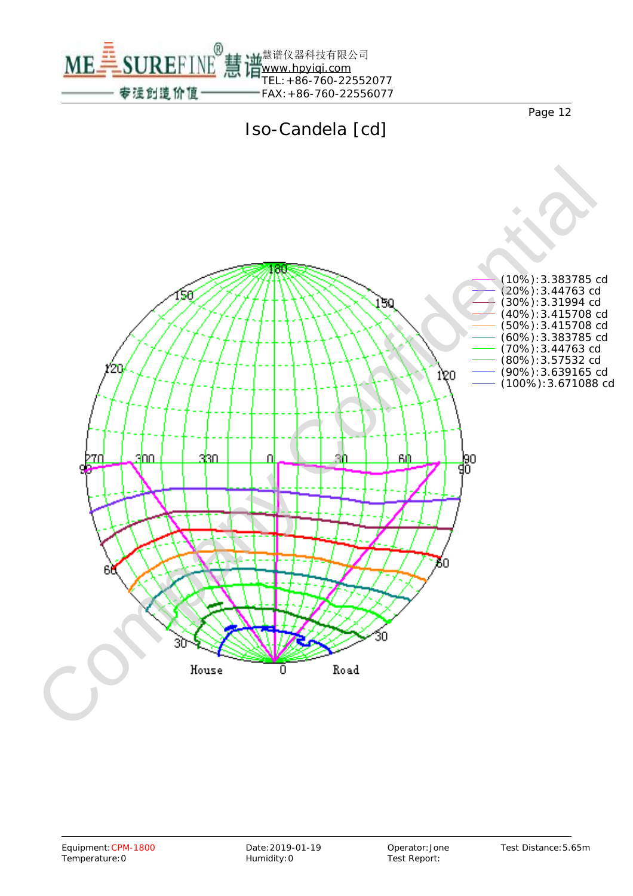# Iso-Candela [cd]

(10%):3.383785 cd
(20%):3.44763 cd
(30%):3.31994 cd
(40%):3.415708 cd
(50%):3.415708 cd
(60%):3.383785 cd
(70%):3.44763 cd
(80%):3.57532 cd
(90%):3.639165 cd
(100%):3.671088 cd

House 0 Road

| Equipment: CPM-1800 | Date: 2019-01-19 | Operator: Jone | Test Distance: 5.65m |
|---|---|---|---|
| Temperature: 0 | Humidity: 0 | Test Report: | |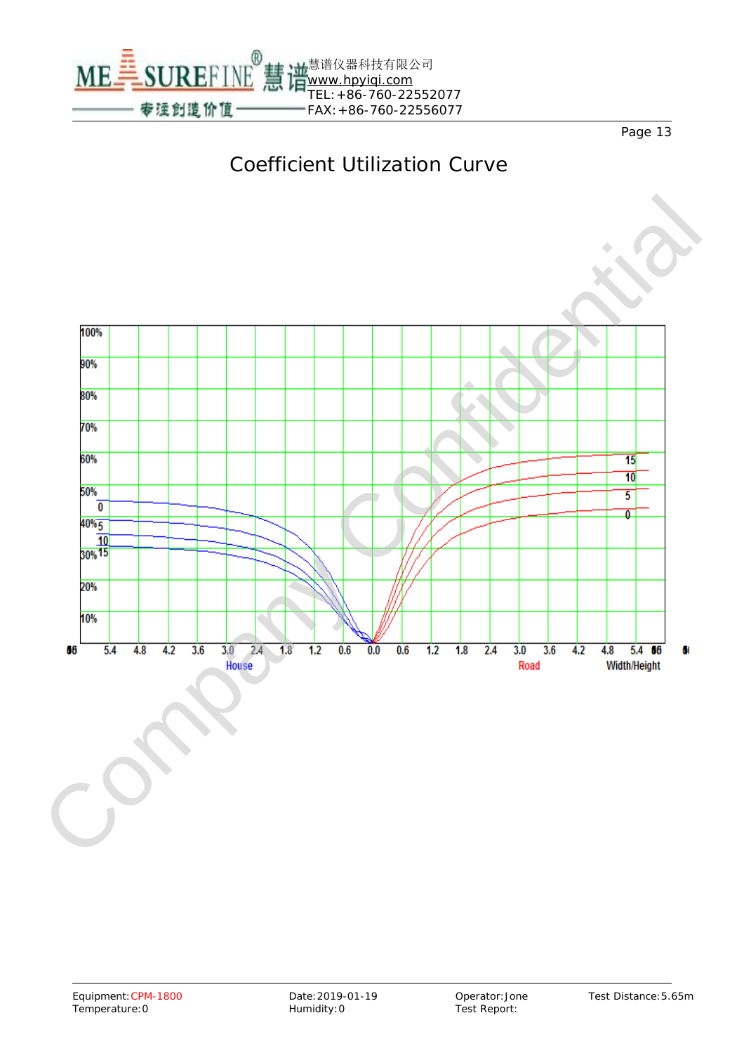# Coefficient Utilization Curve

100%
90%
80%
70%
60%
50%
40%
30%
20%
10%

House: 0, 5, 10, 15

Road: 15, 10, 5, 0

66 5.4 4.8 4.2 3.6 3.0 2.4 1.8 1.2 0.6 0.0 0.6 1.2 1.8 2.4 3.0 3.6 4.2 4.8 5.4 66

House Road Width/Height

Company Confidential

Equipment: CPM-1800
Temperature: 0

Date: 2019-01-19
Humidity: 0

Operator: Jone
Test Report:

Test Distance: 5.65m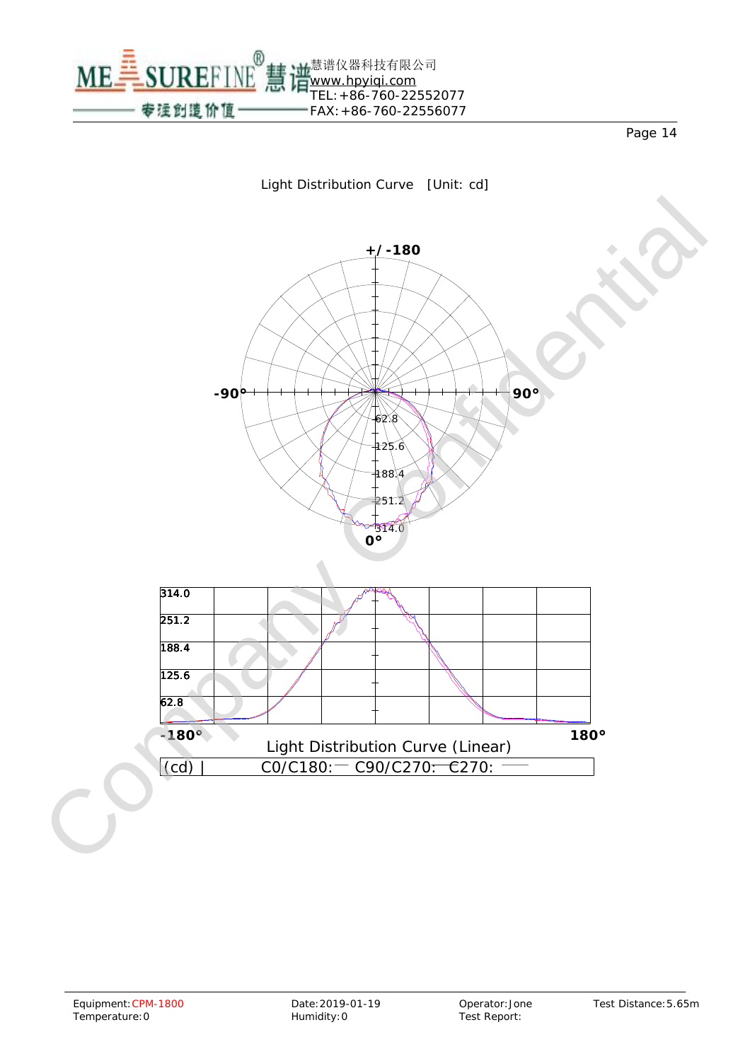Light Distribution Curve [Unit: cd]

+/-180

-90° 90°

62.8
125.6
188.4
251.2
314.0

0°

314.0
251.2
188.4
125.6
62.8

-180° 180°

Light Distribution Curve (Linear)

| (cd) | C0/C180: C90/C270: C270: |
|---|---|

| Equipment: CPM-1800 | Date: 2019-01-19 | Operator: Jone | Test Distance: 5.65m |
|---|---|---|---|
| Temperature: 0 | Humidity: 0 | Test Report: | |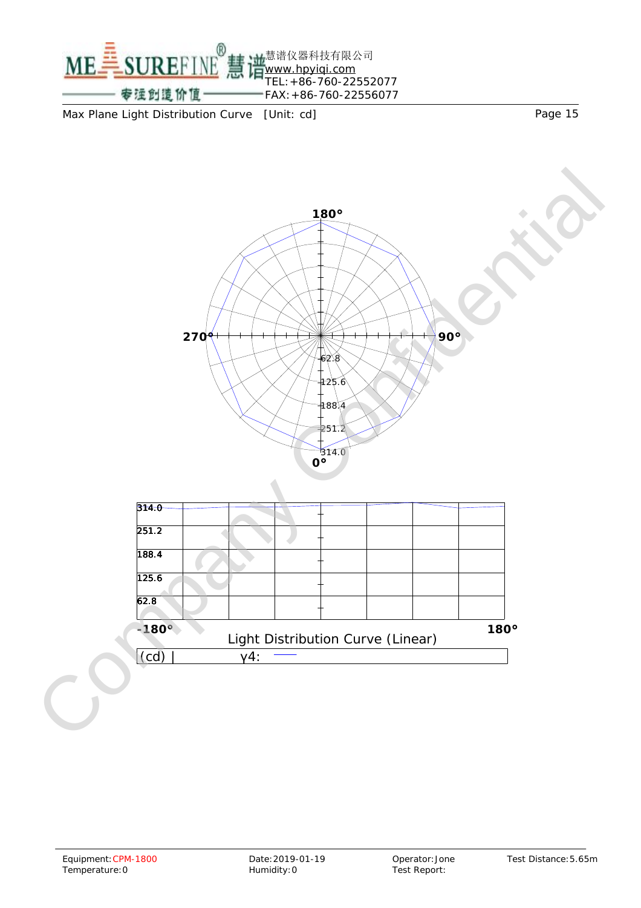慧谱仪器科技有限公司
www.hpyiqi.com
TEL:+86-760-22552077
FAX:+86-760-22556077

Max Plane Light Distribution Curve [Unit: cd]

180°

270° 90°

62.8
125.6
188.4
251.2
314.0

0°

314.0
251.2
188.4
125.6
62.8

-180° 180°

Light Distribution Curve (Linear)

(cd) | γ4:

Equipment: CPM-1800
Temperature: 0

Date: 2019-01-19
Humidity: 0

Operator: Jone
Test Report:

Test Distance: 5.65m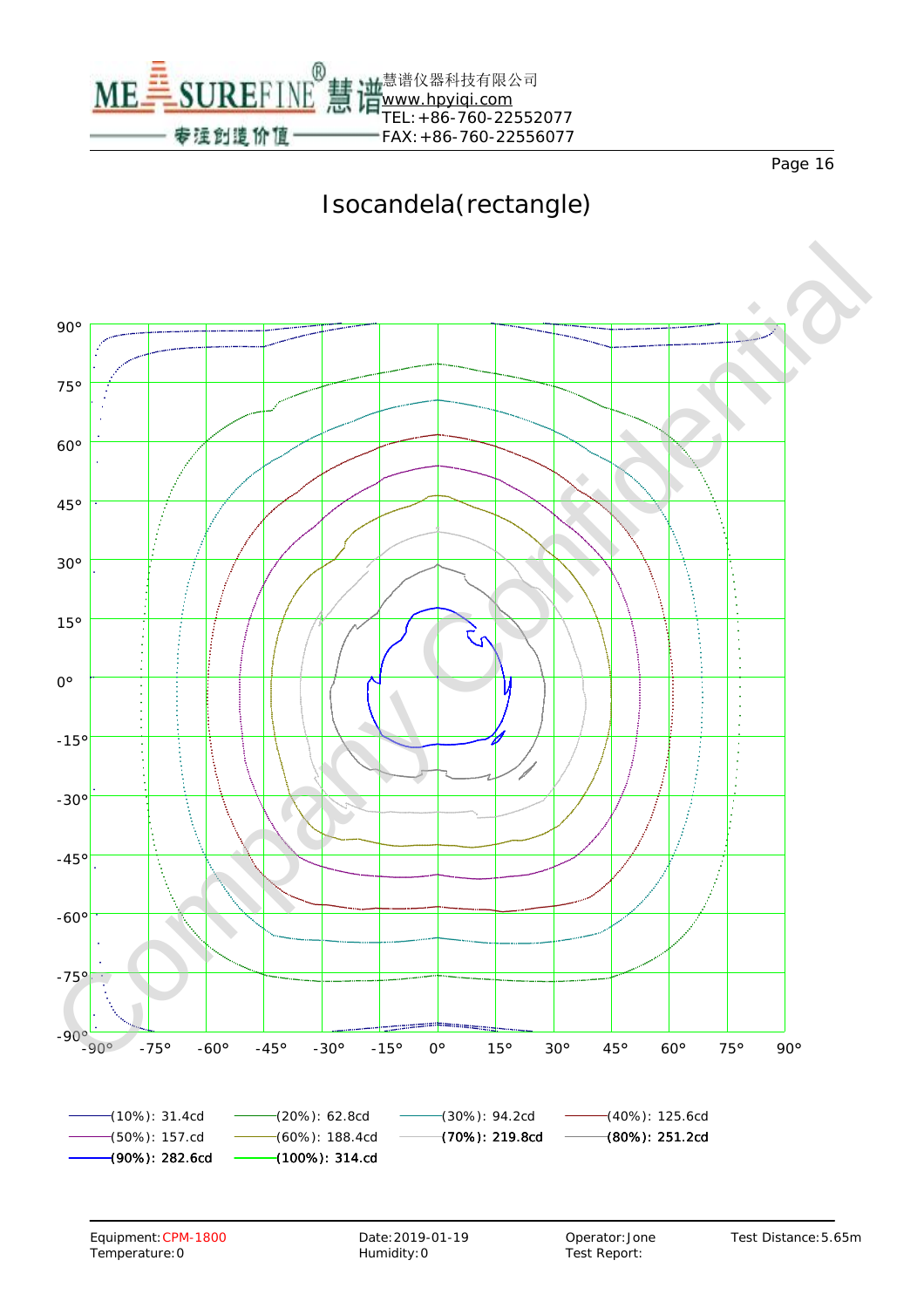# Isocandela(rectangle)

(10%): 31.4cd
(20%): 62.8cd
(30%): 94.2cd
(40%): 125.6cd
(50%): 157.cd
(60%): 188.4cd
(70%): 219.8cd
(80%): 251.2cd
(90%): 282.6cd
(100%): 314.cd

| Equipment: CPM-1800 | Date: 2019-01-19 | Operator: Jone | Test Distance: 5.65m |
|---|---|---|---|
| Temperature: 0 | Humidity: 0 | Test Report: | |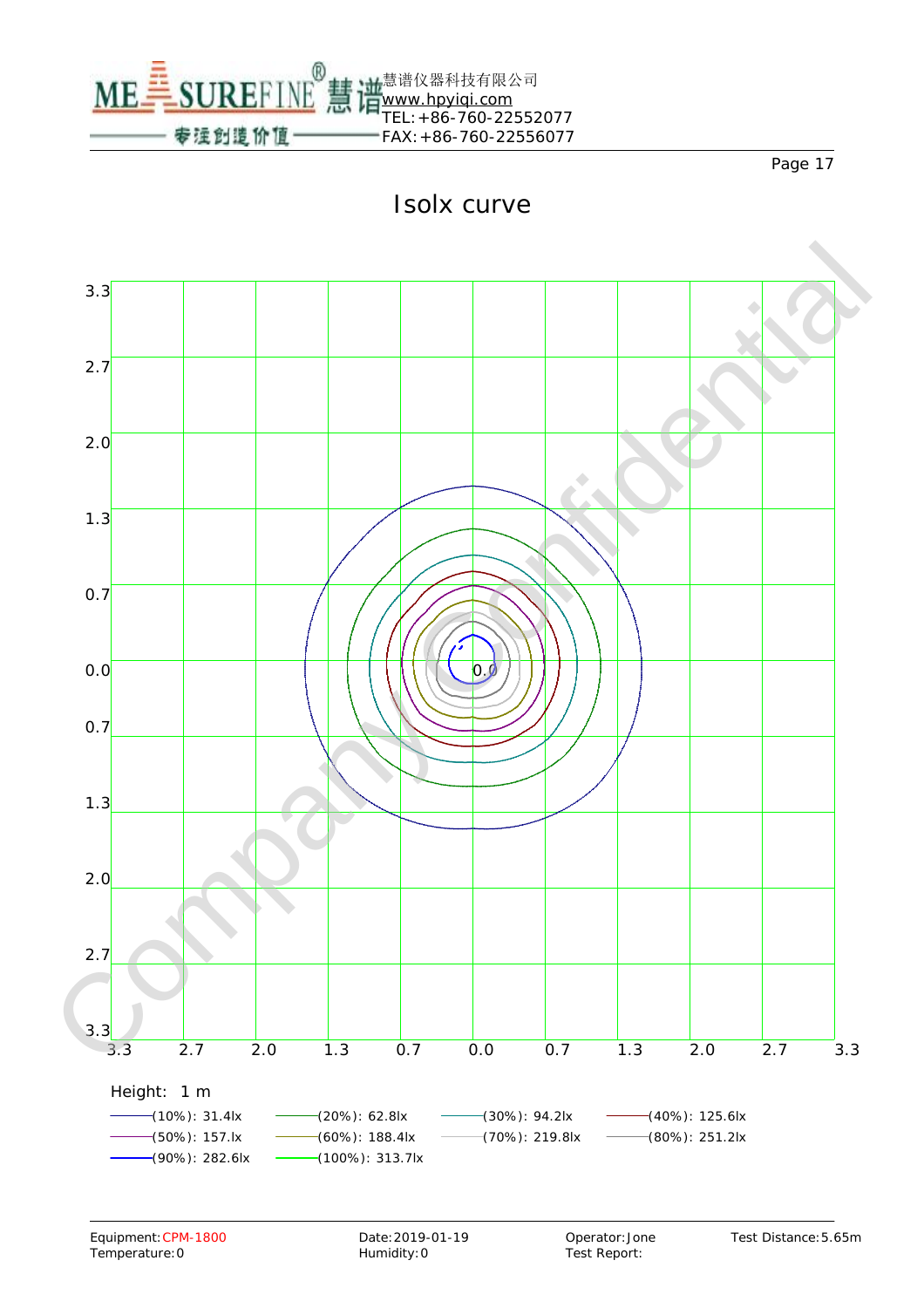# Isolx curve

Height: 1 m

(10%): 31.4lx
(20%): 62.8lx
(30%): 94.2lx
(40%): 125.6lx
(50%): 157.lx
(60%): 188.4lx
(70%): 219.8lx
(80%): 251.2lx
(90%): 282.6lx
(100%): 313.7lx

Equipment: CPM-1800
Temperature: 0

Date: 2019-01-19
Humidity: 0

Operator: Jone
Test Report:

Test Distance: 5.65m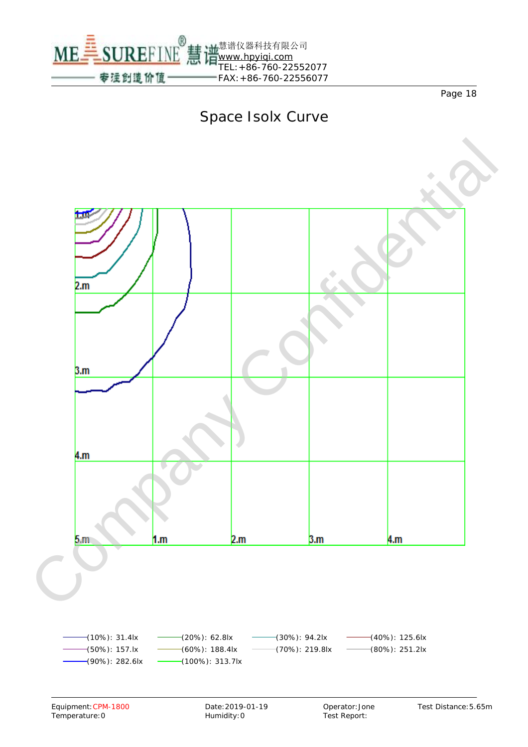# Space Isolx Curve

2.m

3.m

4.m

5.m 1.m 2.m 3.m 4.m

(10%): 31.4lx (20%): 62.8lx (30%): 94.2lx (40%): 125.6lx

(50%): 157.lx (60%): 188.4lx (70%): 219.8lx (80%): 251.2lx

(90%): 282.6lx (100%): 313.7lx

Equipment: CPM-1800
Temperature: 0

Date: 2019-01-19
Humidity: 0

Operator: Jone
Test Report:

Test Distance: 5.65m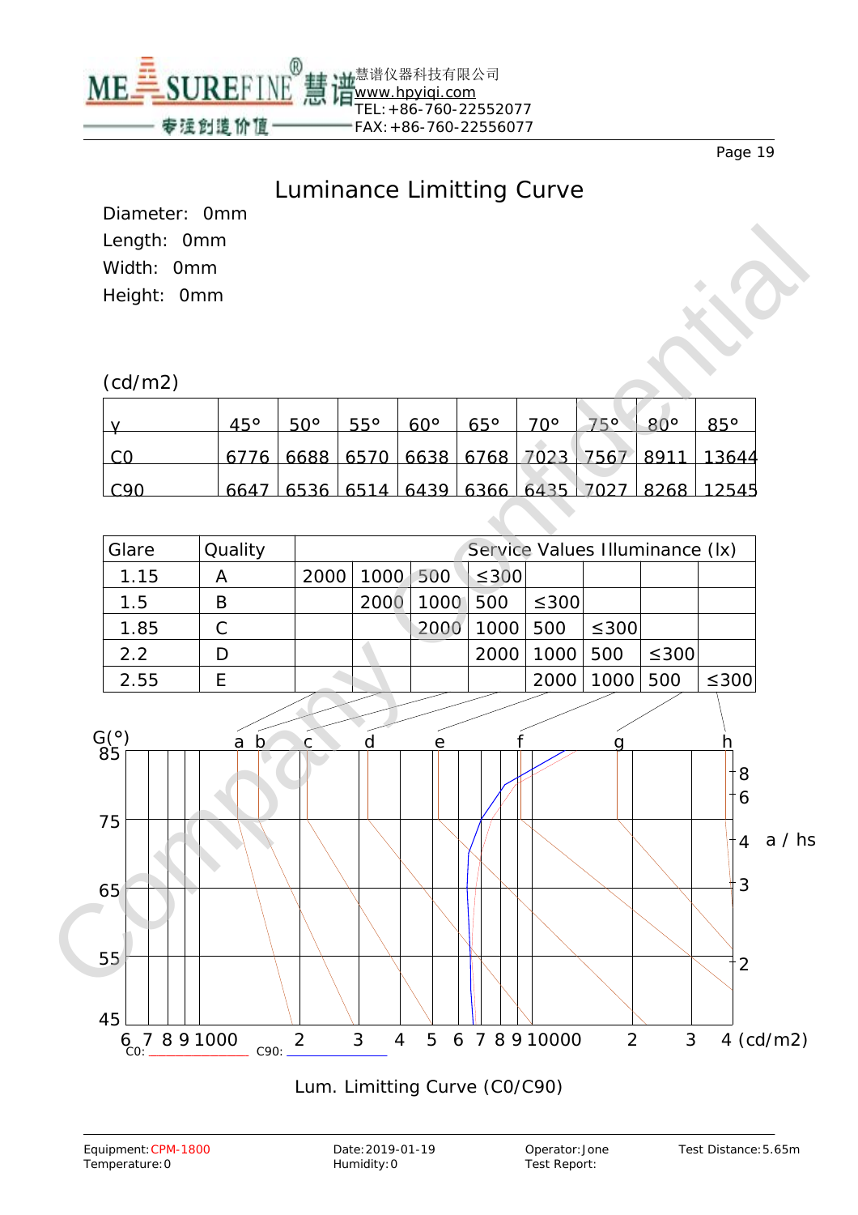# Luminance Limitting Curve

Diameter: 0mm

Length: 0mm

Width: 0mm

Height: 0mm

(cd/m2)

| γ | 45° | 50° | 55° | 60° | 65° | 70° | 75° | 80° | 85° |
|---|---|---|---|---|---|---|---|---|---|
| C0 | 6776 | 6688 | 6570 | 6638 | 6768 | 7023 | 7567 | 8911 | 13644 |
| C90 | 6647 | 6536 | 6514 | 6439 | 6366 | 6435 | 7027 | 8268 | 12545 |

| Glare | Quality | Service Values Illuminance (lx) | | | | | | | |
|---|---|---|---|---|---|---|---|---|---|
| 1.15 | A | 2000 | 1000 | 500 | ≤300 | | | | |
| 1.5 | B | | 2000 | 1000 | 500 | ≤300 | | | |
| 1.85 | C | | | 2000 | 1000 | 500 | ≤300 | | |
| 2.2 | D | | | | 2000 | 1000 | 500 | ≤300 | |
| 2.55 | E | | | | | 2000 | 1000 | 500 | ≤300 |

G(°): 85, 75, 65, 55, 45

a b c d e f g h

a / hs: 8, 6, 4, 3, 2

6 7 8 9 1000 2 3 4 5 6 7 8 9 10000 2 3 4 (cd/m2)

C0: ______________ C90: ______________

Lum. Limitting Curve (C0/C90)

Equipment: CPM-1800
Temperature: 0

Date: 2019-01-19
Humidity: 0

Operator: Jone
Test Report:

Test Distance: 5.65m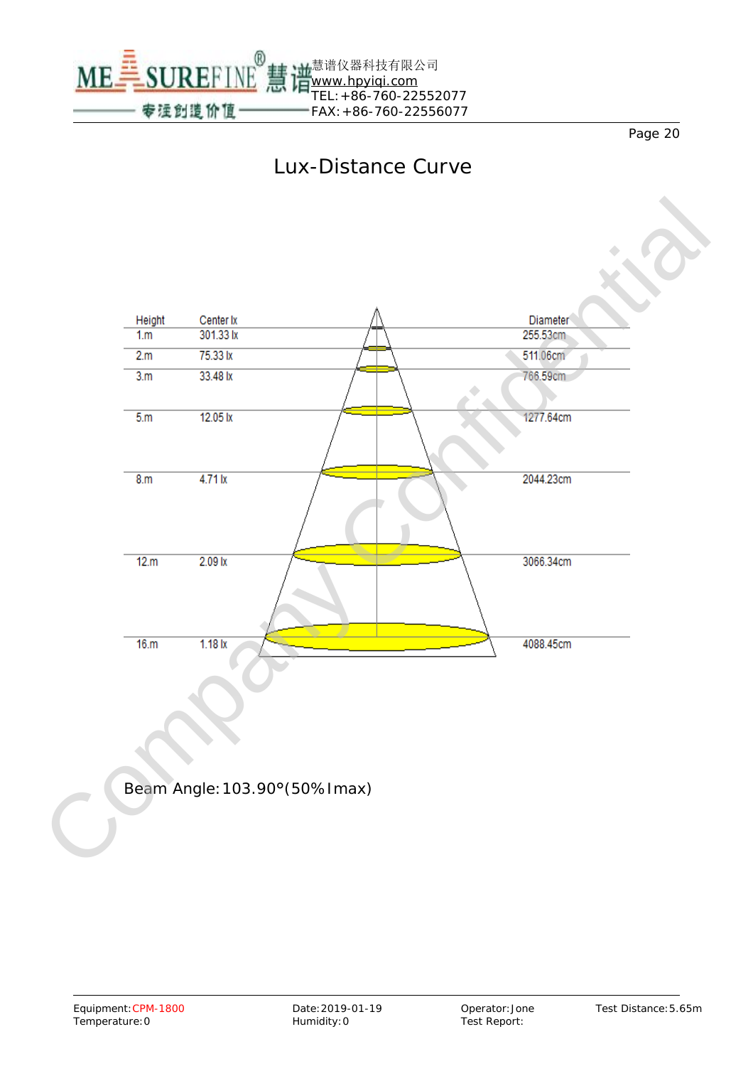# Lux-Distance Curve

| Height | Center lx | Diameter |
|---|---|---|
| 1.m | 301.33 lx | 255.53cm |
| 2.m | 75.33 lx | 511.06cm |
| 3.m | 33.48 lx | 766.59cm |
| 5.m | 12.05 lx | 1277.64cm |
| 8.m | 4.71 lx | 2044.23cm |
| 12.m | 2.09 lx | 3066.34cm |
| 16.m | 1.18 lx | 4088.45cm |

Beam Angle: 103.90°(50% Imax)

Equipment: CPM-1800
Temperature: 0
Date: 2019-01-19
Humidity: 0
Operator: Jone
Test Report:
Test Distance: 5.65m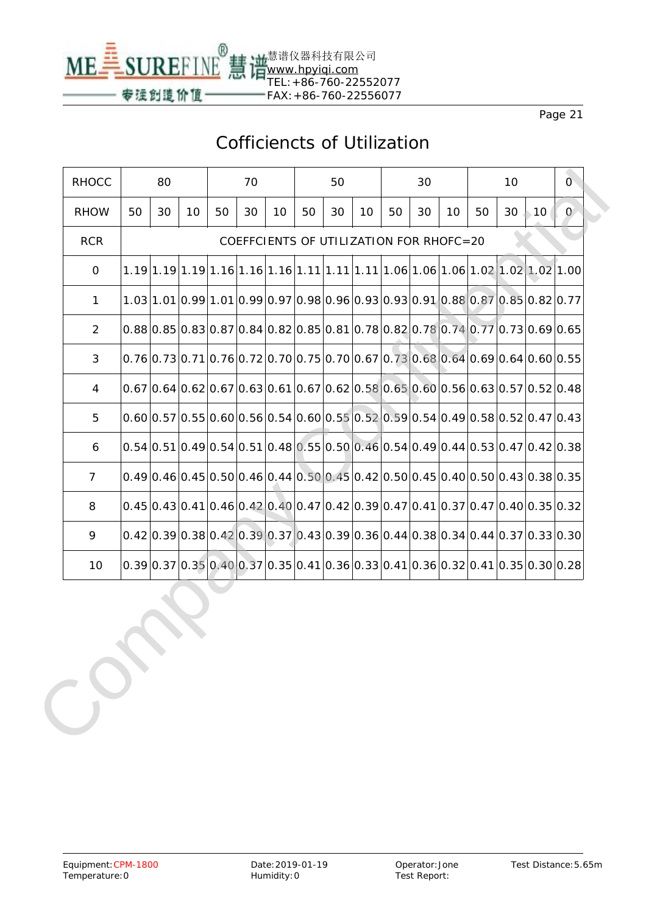# Cofficiencts of Utilization

| RHOCC | 80 | | | 70 | | | 50 | | | 30 | | | 10 | | | 0 |
|---|---|---|---|---|---|---|---|---|---|---|---|---|---|---|---|---|
| RHOW | 50 | 30 | 10 | 50 | 30 | 10 | 50 | 30 | 10 | 50 | 30 | 10 | 50 | 30 | 10 | 0 |
| RCR | COEFFCIENTS OF UTILIZATION FOR RHOFC=20 | | | | | | | | | | | | | | | |
| 0 | 1.19 | 1.19 | 1.19 | 1.16 | 1.16 | 1.16 | 1.11 | 1.11 | 1.11 | 1.06 | 1.06 | 1.06 | 1.02 | 1.02 | 1.02 | 1.00 |
| 1 | 1.03 | 1.01 | 0.99 | 1.01 | 0.99 | 0.97 | 0.98 | 0.96 | 0.93 | 0.93 | 0.91 | 0.88 | 0.87 | 0.85 | 0.82 | 0.77 |
| 2 | 0.88 | 0.85 | 0.83 | 0.87 | 0.84 | 0.82 | 0.85 | 0.81 | 0.78 | 0.82 | 0.78 | 0.74 | 0.77 | 0.73 | 0.69 | 0.65 |
| 3 | 0.76 | 0.73 | 0.71 | 0.76 | 0.72 | 0.70 | 0.75 | 0.70 | 0.67 | 0.73 | 0.68 | 0.64 | 0.69 | 0.64 | 0.60 | 0.55 |
| 4 | 0.67 | 0.64 | 0.62 | 0.67 | 0.63 | 0.61 | 0.67 | 0.62 | 0.58 | 0.65 | 0.60 | 0.56 | 0.63 | 0.57 | 0.52 | 0.48 |
| 5 | 0.60 | 0.57 | 0.55 | 0.60 | 0.56 | 0.54 | 0.60 | 0.55 | 0.52 | 0.59 | 0.54 | 0.49 | 0.58 | 0.52 | 0.47 | 0.43 |
| 6 | 0.54 | 0.51 | 0.49 | 0.54 | 0.51 | 0.48 | 0.55 | 0.50 | 0.46 | 0.54 | 0.49 | 0.44 | 0.53 | 0.47 | 0.42 | 0.38 |
| 7 | 0.49 | 0.46 | 0.45 | 0.50 | 0.46 | 0.44 | 0.50 | 0.45 | 0.42 | 0.50 | 0.45 | 0.40 | 0.50 | 0.43 | 0.38 | 0.35 |
| 8 | 0.45 | 0.43 | 0.41 | 0.46 | 0.42 | 0.40 | 0.47 | 0.42 | 0.39 | 0.47 | 0.41 | 0.37 | 0.47 | 0.40 | 0.35 | 0.32 |
| 9 | 0.42 | 0.39 | 0.38 | 0.42 | 0.39 | 0.37 | 0.43 | 0.39 | 0.36 | 0.44 | 0.38 | 0.34 | 0.44 | 0.37 | 0.33 | 0.30 |
| 10 | 0.39 | 0.37 | 0.35 | 0.40 | 0.37 | 0.35 | 0.41 | 0.36 | 0.33 | 0.41 | 0.36 | 0.32 | 0.41 | 0.35 | 0.30 | 0.28 |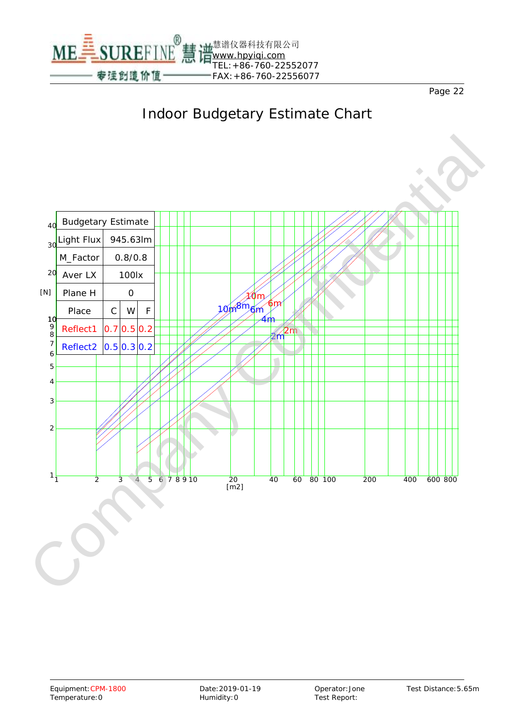# Indoor Budgetary Estimate Chart

| Budgetary Estimate | | | |
|---|---|---|---|
| Light Flux | 945.63lm | | |
| M_Factor | 0.8/0.8 | | |
| Aver LX | 100lx | | |
| Plane H | 0 | | |
| Place | C | W | F |
| Reflect1 | 0.7 | 0.5 | 0.2 |
| Reflect2 | 0.5 | 0.3 | 0.2 |

[N]: 1, 2, 3, 4, 5, 6, 7, 8, 9, 10, 20, 30, 40

[m2]: 1, 2, 3, 4, 5, 6, 7, 8, 9, 10, 20, 40, 60, 80, 100, 200, 400, 600, 800

Curve labels: 10m, 8m, 6m, 4m, 2m

Equipment: CPM-1800
Temperature: 0

Date: 2019-01-19
Humidity: 0

Operator: Jone
Test Report:

Test Distance: 5.65m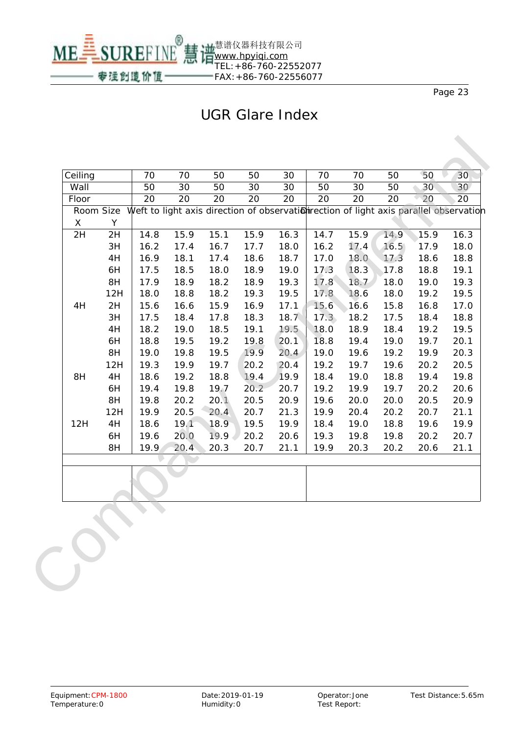# UGR Glare Index

| Ceiling | | 70 | 70 | 50 | 50 | 30 | 70 | 70 | 50 | 50 | 30 |
|---|---|---|---|---|---|---|---|---|---|---|---|
| Wall | | 50 | 30 | 50 | 30 | 30 | 50 | 30 | 50 | 30 | 30 |
| Floor | | 20 | 20 | 20 | 20 | 20 | 20 | 20 | 20 | 20 | 20 |
| Room Size | | Weft to light axis direction of observation | | | | | Direction of light axis parallel observation | | | | |
| X | Y | | | | | | | | | | |
| 2H | 2H | 14.8 | 15.9 | 15.1 | 15.9 | 16.3 | 14.7 | 15.9 | 14.9 | 15.9 | 16.3 |
| | 3H | 16.2 | 17.4 | 16.7 | 17.7 | 18.0 | 16.2 | 17.4 | 16.5 | 17.9 | 18.0 |
| | 4H | 16.9 | 18.1 | 17.4 | 18.6 | 18.7 | 17.0 | 18.0 | 17.3 | 18.6 | 18.8 |
| | 6H | 17.5 | 18.5 | 18.0 | 18.9 | 19.0 | 17.3 | 18.3 | 17.8 | 18.8 | 19.1 |
| | 8H | 17.9 | 18.9 | 18.2 | 18.9 | 19.3 | 17.8 | 18.7 | 18.0 | 19.0 | 19.3 |
| | 12H | 18.0 | 18.8 | 18.2 | 19.3 | 19.5 | 17.8 | 18.6 | 18.0 | 19.2 | 19.5 |
| 4H | 2H | 15.6 | 16.6 | 15.9 | 16.9 | 17.1 | 15.6 | 16.6 | 15.8 | 16.8 | 17.0 |
| | 3H | 17.5 | 18.4 | 17.8 | 18.3 | 18.7 | 17.3 | 18.2 | 17.5 | 18.4 | 18.8 |
| | 4H | 18.2 | 19.0 | 18.5 | 19.1 | 19.5 | 18.0 | 18.9 | 18.4 | 19.2 | 19.5 |
| | 6H | 18.8 | 19.5 | 19.2 | 19.8 | 20.1 | 18.8 | 19.4 | 19.0 | 19.7 | 20.1 |
| | 8H | 19.0 | 19.8 | 19.5 | 19.9 | 20.4 | 19.0 | 19.6 | 19.2 | 19.9 | 20.3 |
| | 12H | 19.3 | 19.9 | 19.7 | 20.2 | 20.4 | 19.2 | 19.7 | 19.6 | 20.2 | 20.5 |
| 8H | 4H | 18.6 | 19.2 | 18.8 | 19.4 | 19.9 | 18.4 | 19.0 | 18.8 | 19.4 | 19.8 |
| | 6H | 19.4 | 19.8 | 19.7 | 20.2 | 20.7 | 19.2 | 19.9 | 19.7 | 20.2 | 20.6 |
| | 8H | 19.8 | 20.2 | 20.1 | 20.5 | 20.9 | 19.6 | 20.0 | 20.0 | 20.5 | 20.9 |
| | 12H | 19.9 | 20.5 | 20.4 | 20.7 | 21.3 | 19.9 | 20.4 | 20.2 | 20.7 | 21.1 |
| 12H | 4H | 18.6 | 19.1 | 18.9 | 19.5 | 19.9 | 18.4 | 19.0 | 18.8 | 19.6 | 19.9 |
| | 6H | 19.6 | 20.0 | 19.9 | 20.2 | 20.6 | 19.3 | 19.8 | 19.8 | 20.2 | 20.7 |
| | 8H | 19.9 | 20.4 | 20.3 | 20.7 | 21.1 | 19.9 | 20.3 | 20.2 | 20.6 | 21.1 |

Equipment: CPM-1800
Temperature: 0
Date: 2019-01-19
Humidity: 0
Operator: Jone
Test Report:
Test Distance: 5.65m